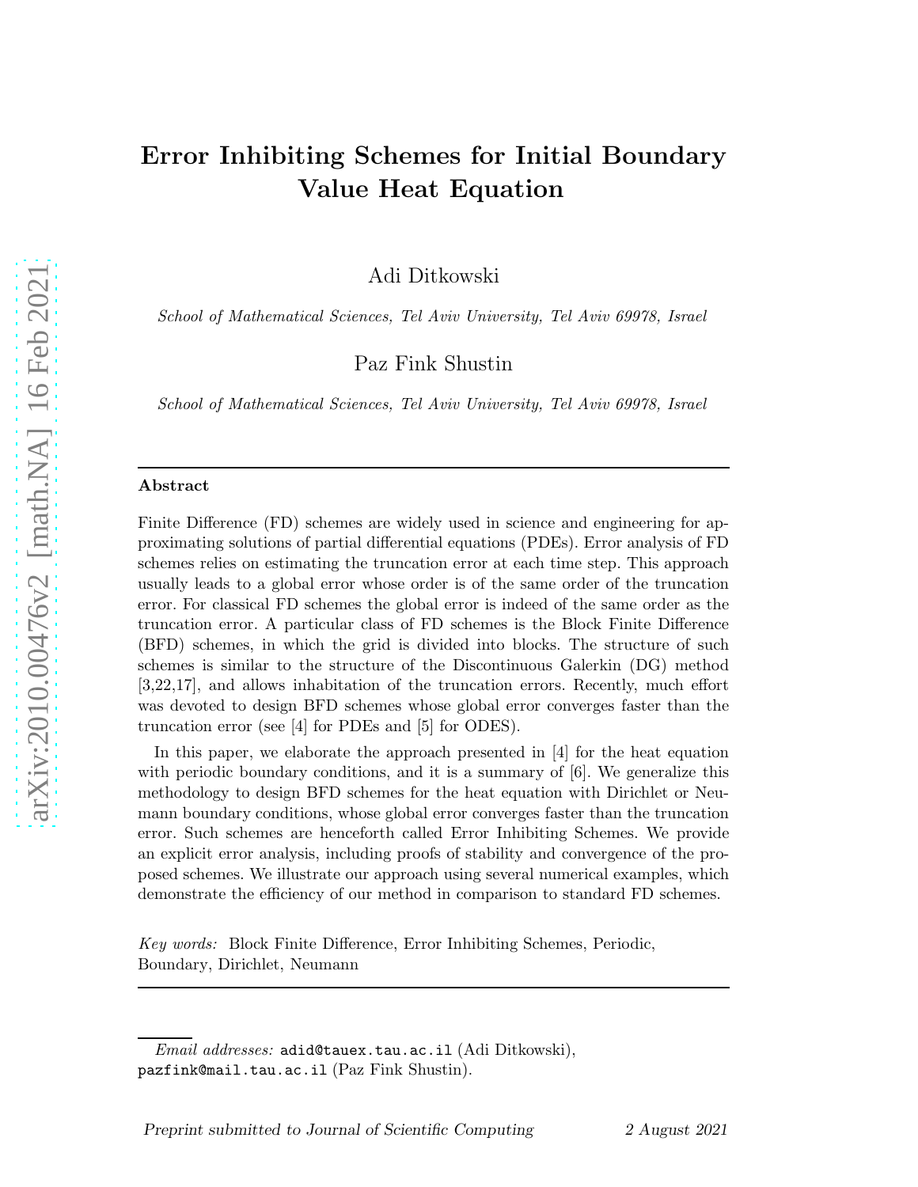# Error Inhibiting Schemes for Initial Boundary Value Heat Equation

Adi Ditkowski

*School of Mathematical Sciences, Tel Aviv University, Tel Aviv 69978, Israel*

Paz Fink Shustin

*School of Mathematical Sciences, Tel Aviv University, Tel Aviv 69978, Israel*

---

**Abstract**

Finite Difference (FD) schemes are widely used in science and engineering for approximating solutions of partial differential equations (PDEs). Error analysis of FD schemes relies on estimating the truncation error at each time step. This approach usually leads to a global error whose order is of the same order of the truncation error. For classical FD schemes the global error is indeed of the same order as the truncation error. A particular class of FD schemes is the Block Finite Difference (BFD) schemes, in which the grid is divided into blocks. The structure of such schemes is similar to the structure of the Discontinuous Galerkin (DG) method [3,22,17], and allows inhabitation of the truncation errors. Recently, much effort was devoted to design BFD schemes whose global error converges faster than the truncation error (see [4] for PDEs and [5] for ODES).

In this paper, we elaborate the approach presented in [4] for the heat equation with periodic boundary conditions, and it is a summary of [6]. We generalize this methodology to design BFD schemes for the heat equation with Dirichlet or Neumann boundary conditions, whose global error converges faster than the truncation error. Such schemes are henceforth called Error Inhibiting Schemes. We provide an explicit error analysis, including proofs of stability and convergence of the proposed schemes. We illustrate our approach using several numerical examples, which demonstrate the efficiency of our method in comparison to standard FD schemes.

*Key words:* Block Finite Difference, Error Inhibiting Schemes, Periodic, Boundary, Dirichlet, Neumann

---

*Email addresses:* adid@tauex.tau.ac.il (Adi Ditkowski), pazfink@mail.tau.ac.il (Paz Fink Shustin).

*Preprint submitted to Journal of Scientific Computing* 2 August 2021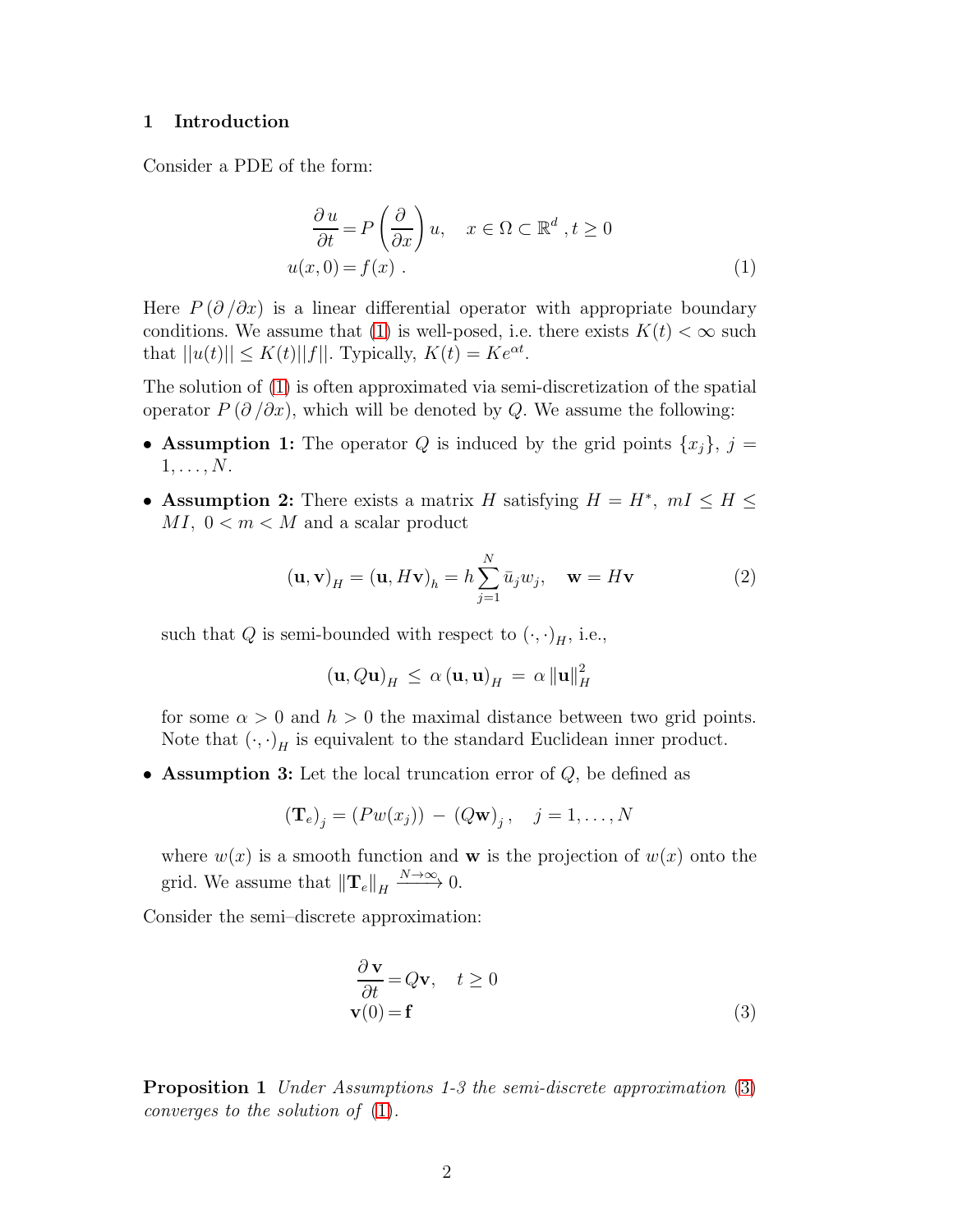## 1 Introduction

Consider a PDE of the form:

$$
\begin{aligned}
\frac{\partial u}{\partial t} &= P\left(\frac{\partial}{\partial x}\right) u, \quad x \in \Omega \subset \mathbb{R}^d \,, t \geq 0 \\
u(x,0) &= f(x) \; . 
\end{aligned} \tag{1}
$$

Here $P\left(\partial / \partial x\right)$ is a linear differential operator with appropriate boundary conditions. We assume that (1) is well-posed, i.e. there exists $K(t) < \infty$ such that $||u(t)|| \leq K(t)||f||$. Typically, $K(t) = Ke^{\alpha t}$.

The solution of (1) is often approximated via semi-discretization of the spatial operator $P\left(\partial / \partial x\right)$, which will be denoted by $Q$. We assume the following:

- **Assumption 1:** The operator $Q$ is induced by the grid points $\{x_j\}$, $j = 1, \ldots, N$.
- **Assumption 2:** There exists a matrix $H$ satisfying $H = H^*$, $mI \leq H \leq MI$, $0 < m < M$ and a scalar product

  $$
  (\mathbf{u}, \mathbf{v})_H = (\mathbf{u}, H\mathbf{v})_h = h \sum_{j=1}^{N} \bar{u}_j w_j, \quad \mathbf{w} = H\mathbf{v} \tag{2}
  $$

  such that $Q$ is semi-bounded with respect to $(\cdot,\cdot)_H$, i.e.,

  $$
  (\mathbf{u}, Q\mathbf{u})_H \;\leq\; \alpha \, (\mathbf{u}, \mathbf{u})_H \;=\; \alpha \, \|\mathbf{u}\|_H^2
  $$

  for some $\alpha > 0$ and $h > 0$ the maximal distance between two grid points. Note that $(\cdot,\cdot)_H$ is equivalent to the standard Euclidean inner product.
- **Assumption 3:** Let the local truncation error of $Q$, be defined as

  $$
  (\mathbf{T}_e)_j = (Pw(x_j)) \; - \; (Q\mathbf{w})_j \,, \quad j = 1, \ldots, N
  $$

  where $w(x)$ is a smooth function and $\mathbf{w}$ is the projection of $w(x)$ onto the grid. We assume that $\|\mathbf{T}_e\|_H \xrightarrow{N \to \infty} 0$.

Consider the semi–discrete approximation:

$$
\begin{aligned}
\frac{\partial \mathbf{v}}{\partial t} &= Q\mathbf{v}, \quad t \geq 0 \\
\mathbf{v}(0) &= \mathbf{f}
\end{aligned} \tag{3}
$$

**Proposition 1** *Under Assumptions 1-3 the semi-discrete approximation (3) converges to the solution of (1).*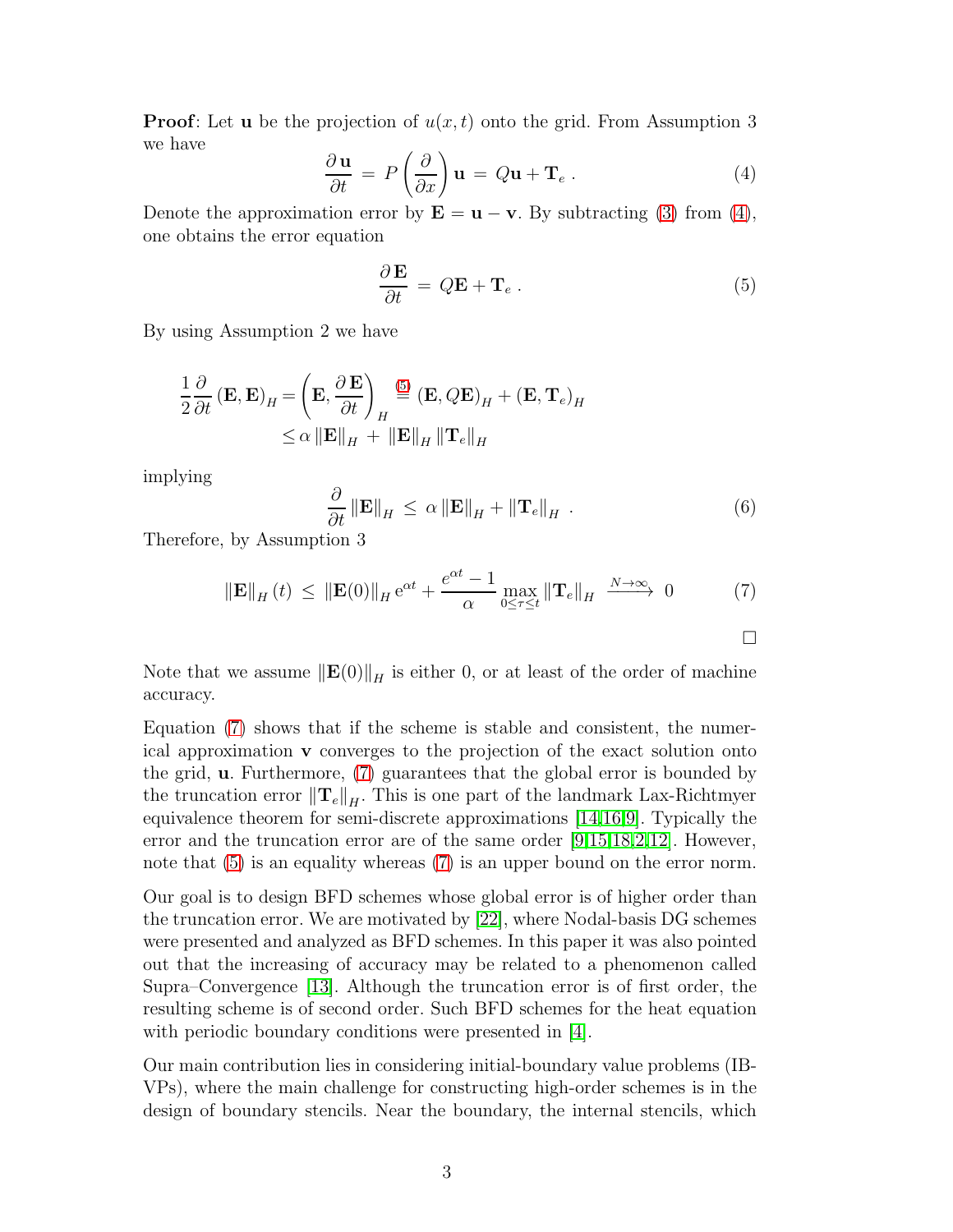**Proof**: Let $\mathbf{u}$ be the projection of $u(x,t)$ onto the grid. From Assumption 3 we have

$$\frac{\partial \mathbf{u}}{\partial t} = P\left(\frac{\partial}{\partial x}\right)\mathbf{u} = Q\mathbf{u} + \mathbf{T}_e \,. \tag{4}$$

Denote the approximation error by $\mathbf{E} = \mathbf{u} - \mathbf{v}$. By subtracting (3) from (4), one obtains the error equation

$$\frac{\partial \mathbf{E}}{\partial t} = Q\mathbf{E} + \mathbf{T}_e \,. \tag{5}$$

By using Assumption 2 we have

$$\begin{aligned}
\frac{1}{2}\frac{\partial}{\partial t}(\mathbf{E},\mathbf{E})_H &= \left(\mathbf{E}, \frac{\partial \mathbf{E}}{\partial t}\right)_H \overset{(5)}{=} (\mathbf{E}, Q\mathbf{E})_H + (\mathbf{E}, \mathbf{T}_e)_H \\
&\leq \alpha \left\|\mathbf{E}\right\|_H + \left\|\mathbf{E}\right\|_H \left\|\mathbf{T}_e\right\|_H
\end{aligned}$$

implying

$$\frac{\partial}{\partial t}\left\|\mathbf{E}\right\|_H \leq \alpha \left\|\mathbf{E}\right\|_H + \left\|\mathbf{T}_e\right\|_H \,. \tag{6}$$

Therefore, by Assumption 3

$$\left\|\mathbf{E}\right\|_H(t) \leq \left\|\mathbf{E}(0)\right\|_H e^{\alpha t} + \frac{e^{\alpha t}-1}{\alpha}\max_{0\leq\tau\leq t}\left\|\mathbf{T}_e\right\|_H \xrightarrow{N\to\infty} 0 \tag{7}$$

□

Note that we assume $\left\|\mathbf{E}(0)\right\|_H$ is either 0, or at least of the order of machine accuracy.

Equation (7) shows that if the scheme is stable and consistent, the numerical approximation $\mathbf{v}$ converges to the projection of the exact solution onto the grid, $\mathbf{u}$. Furthermore, (7) guarantees that the global error is bounded by the truncation error $\left\|\mathbf{T}_e\right\|_H$. This is one part of the landmark Lax-Richtmyer equivalence theorem for semi-discrete approximations [14,16,9]. Typically the error and the truncation error are of the same order [9,15,18,2,12]. However, note that (5) is an equality whereas (7) is an upper bound on the error norm.

Our goal is to design BFD schemes whose global error is of higher order than the truncation error. We are motivated by [22], where Nodal-basis DG schemes were presented and analyzed as BFD schemes. In this paper it was also pointed out that the increasing of accuracy may be related to a phenomenon called Supra–Convergence [13]. Although the truncation error is of first order, the resulting scheme is of second order. Such BFD schemes for the heat equation with periodic boundary conditions were presented in [4].

Our main contribution lies in considering initial-boundary value problems (IBVPs), where the main challenge for constructing high-order schemes is in the design of boundary stencils. Near the boundary, the internal stencils, which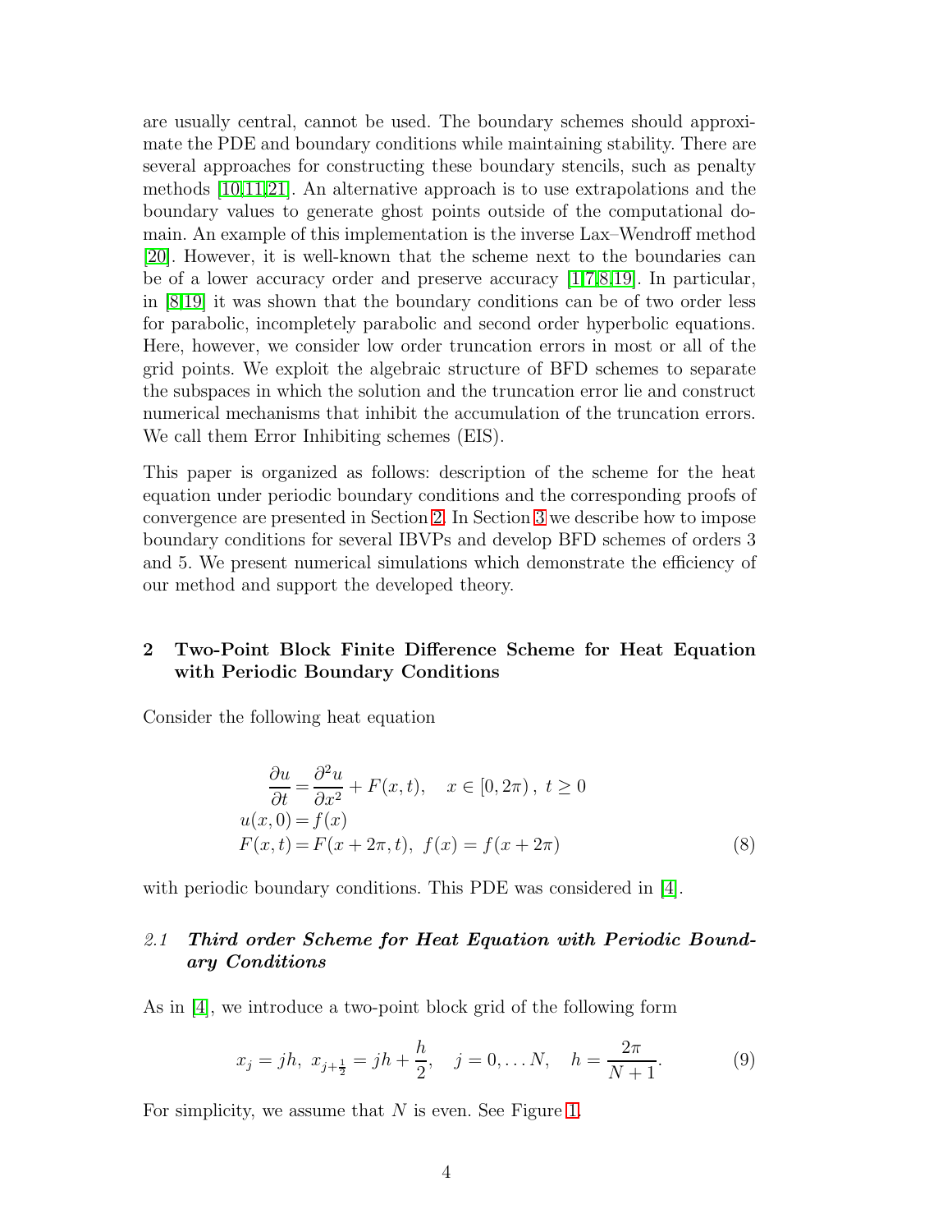are usually central, cannot be used. The boundary schemes should approximate the PDE and boundary conditions while maintaining stability. There are several approaches for constructing these boundary stencils, such as penalty methods [10,11,21]. An alternative approach is to use extrapolations and the boundary values to generate ghost points outside of the computational domain. An example of this implementation is the inverse Lax–Wendroff method [20]. However, it is well-known that the scheme next to the boundaries can be of a lower accuracy order and preserve accuracy [1,7,8,19]. In particular, in [8,19] it was shown that the boundary conditions can be of two order less for parabolic, incompletely parabolic and second order hyperbolic equations. Here, however, we consider low order truncation errors in most or all of the grid points. We exploit the algebraic structure of BFD schemes to separate the subspaces in which the solution and the truncation error lie and construct numerical mechanisms that inhibit the accumulation of the truncation errors. We call them Error Inhibiting schemes (EIS).

This paper is organized as follows: description of the scheme for the heat equation under periodic boundary conditions and the corresponding proofs of convergence are presented in Section 2. In Section 3 we describe how to impose boundary conditions for several IBVPs and develop BFD schemes of orders 3 and 5. We present numerical simulations which demonstrate the efficiency of our method and support the developed theory.

## 2 Two-Point Block Finite Difference Scheme for Heat Equation with Periodic Boundary Conditions

Consider the following heat equation

$$
\begin{aligned}
\frac{\partial u}{\partial t} &= \frac{\partial^2 u}{\partial x^2} + F(x,t), \quad x \in [0, 2\pi), \ t \geq 0 \\
u(x,0) &= f(x) \\
F(x,t) &= F(x+2\pi, t), \ f(x) = f(x+2\pi)
\end{aligned}
\tag{8}
$$

with periodic boundary conditions. This PDE was considered in [4].

### 2.1 *Third order Scheme for Heat Equation with Periodic Boundary Conditions*

As in [4], we introduce a two-point block grid of the following form

$$
x_j = jh, \ x_{j+\frac{1}{2}} = jh + \frac{h}{2}, \quad j = 0, \dots N, \quad h = \frac{2\pi}{N+1}. \tag{9}
$$

For simplicity, we assume that $N$ is even. See Figure 1.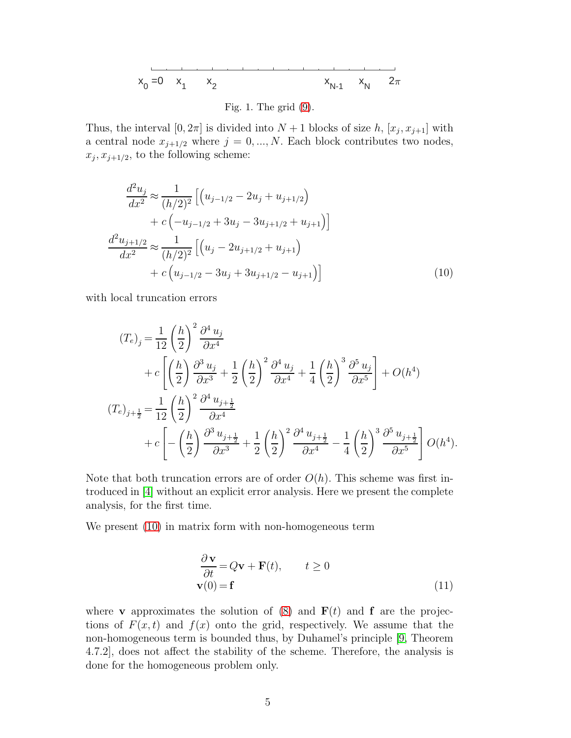$x_0 = 0 \quad x_1 \quad x_2 \qquad\qquad x_{N-1} \quad x_N \quad 2\pi$

Fig. 1. The grid (9).

Thus, the interval $[0, 2\pi]$ is divided into $N + 1$ blocks of size $h$, $[x_j, x_{j+1}]$ with a central node $x_{j+1/2}$ where $j = 0, ..., N$. Each block contributes two nodes, $x_j, x_{j+1/2}$, to the following scheme:

$$
\begin{aligned}
\frac{d^2 u_j}{dx^2} &\approx \frac{1}{(h/2)^2}\Big[\Big(u_{j-1/2} - 2u_j + u_{j+1/2}\Big) \\
&\quad + c\Big(-u_{j-1/2} + 3u_j - 3u_{j+1/2} + u_{j+1}\Big)\Big] \\
\frac{d^2 u_{j+1/2}}{dx^2} &\approx \frac{1}{(h/2)^2}\Big[\Big(u_j - 2u_{j+1/2} + u_{j+1}\Big) \\
&\quad + c\Big(u_{j-1/2} - 3u_j + 3u_{j+1/2} - u_{j+1}\Big)\Big]
\end{aligned}
\tag{10}
$$

with local truncation errors

$$
\begin{aligned}
(T_e)_j &= \frac{1}{12}\left(\frac{h}{2}\right)^2 \frac{\partial^4 u_j}{\partial x^4} \\
&\quad + c\left[\left(\frac{h}{2}\right)\frac{\partial^3 u_j}{\partial x^3} + \frac{1}{2}\left(\frac{h}{2}\right)^2 \frac{\partial^4 u_j}{\partial x^4} + \frac{1}{4}\left(\frac{h}{2}\right)^3 \frac{\partial^5 u_j}{\partial x^5}\right] + O(h^4) \\
(T_e)_{j+\frac{1}{2}} &= \frac{1}{12}\left(\frac{h}{2}\right)^2 \frac{\partial^4 u_{j+\frac{1}{2}}}{\partial x^4} \\
&\quad + c\left[-\left(\frac{h}{2}\right)\frac{\partial^3 u_{j+\frac{1}{2}}}{\partial x^3} + \frac{1}{2}\left(\frac{h}{2}\right)^2 \frac{\partial^4 u_{j+\frac{1}{2}}}{\partial x^4} - \frac{1}{4}\left(\frac{h}{2}\right)^3 \frac{\partial^5 u_{j+\frac{1}{2}}}{\partial x^5}\right] O(h^4).
\end{aligned}
$$

Note that both truncation errors are of order $O(h)$. This scheme was first introduced in [4] without an explicit error analysis. Here we present the complete analysis, for the first time.

We present (10) in matrix form with non-homogeneous term

$$
\begin{aligned}
\frac{\partial \mathbf{v}}{\partial t} &= Q\mathbf{v} + \mathbf{F}(t), \qquad t \geq 0 \\
\mathbf{v}(0) &= \mathbf{f}
\end{aligned}
\tag{11}
$$

where $\mathbf{v}$ approximates the solution of (8) and $\mathbf{F}(t)$ and $\mathbf{f}$ are the projections of $F(x, t)$ and $f(x)$ onto the grid, respectively. We assume that the non-homogeneous term is bounded thus, by Duhamel's principle [9, Theorem 4.7.2], does not affect the stability of the scheme. Therefore, the analysis is done for the homogeneous problem only.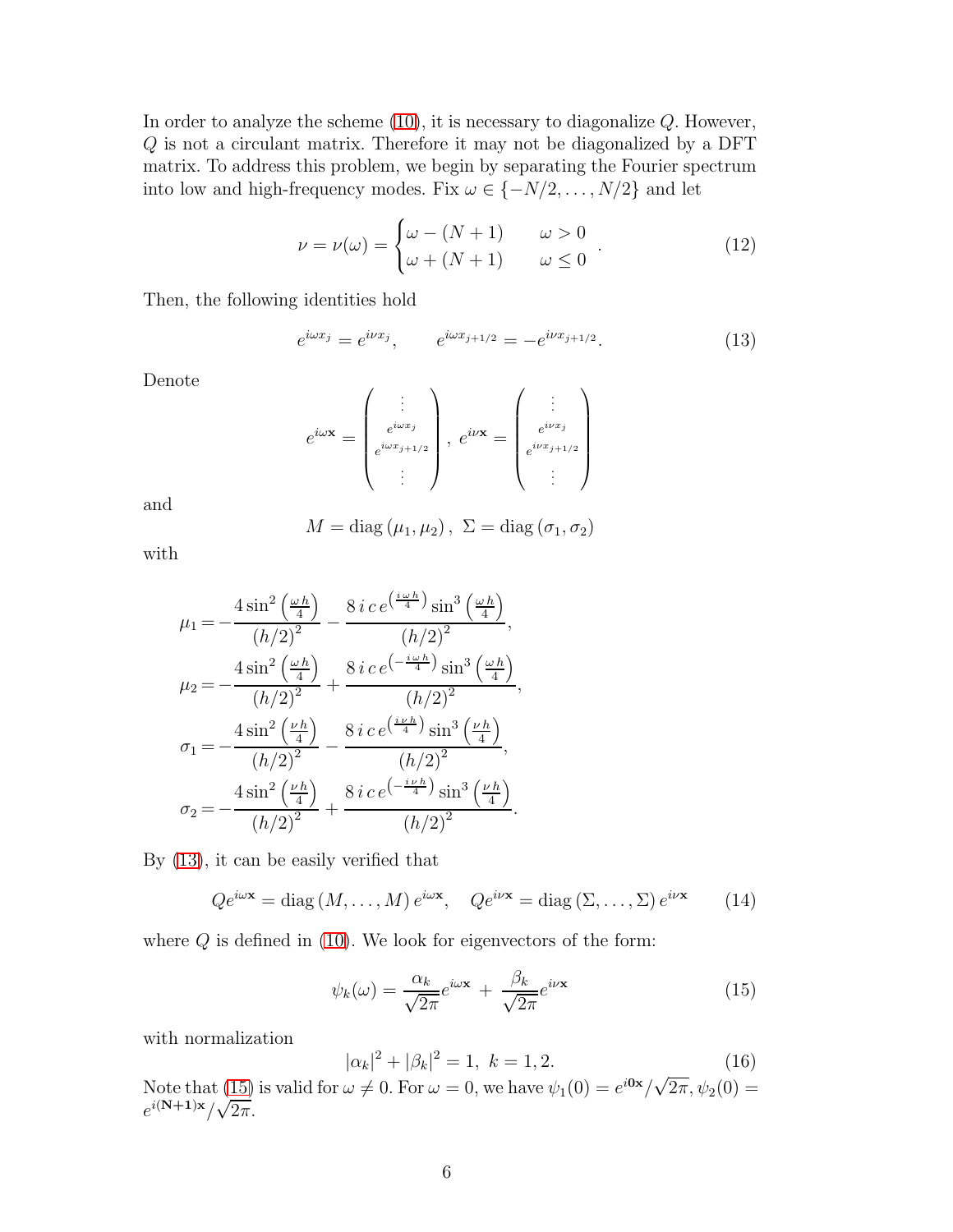In order to analyze the scheme (10), it is necessary to diagonalize $Q$. However, $Q$ is not a circulant matrix. Therefore it may not be diagonalized by a DFT matrix. To address this problem, we begin by separating the Fourier spectrum into low and high-frequency modes. Fix $\omega \in \{-N/2, \ldots, N/2\}$ and let

$$\nu = \nu(\omega) = \begin{cases} \omega - (N+1) & \omega > 0 \\ \omega + (N+1) & \omega \leq 0 \end{cases}. \tag{12}$$

Then, the following identities hold

$$e^{i\omega x_j} = e^{i\nu x_j}, \qquad e^{i\omega x_{j+1/2}} = -e^{i\nu x_{j+1/2}}. \tag{13}$$

Denote

$$e^{i\omega \mathbf{x}} = \begin{pmatrix} \vdots \\ e^{i\omega x_j} \\ e^{i\omega x_{j+1/2}} \\ \vdots \end{pmatrix}, \; e^{i\nu \mathbf{x}} = \begin{pmatrix} \vdots \\ e^{i\nu x_j} \\ e^{i\nu x_{j+1/2}} \\ \vdots \end{pmatrix}$$

and

$$M = \operatorname{diag}(\mu_1, \mu_2), \; \Sigma = \operatorname{diag}(\sigma_1, \sigma_2)$$

with

$$\begin{aligned}
\mu_1 &= -\frac{4\sin^2\left(\frac{\omega h}{4}\right)}{(h/2)^2} - \frac{8\, i\, c\, e^{\left(\frac{i\,\omega\, h}{4}\right)} \sin^3\left(\frac{\omega h}{4}\right)}{(h/2)^2}, \\
\mu_2 &= -\frac{4\sin^2\left(\frac{\omega h}{4}\right)}{(h/2)^2} + \frac{8\, i\, c\, e^{\left(-\frac{i\,\omega\, h}{4}\right)} \sin^3\left(\frac{\omega h}{4}\right)}{(h/2)^2}, \\
\sigma_1 &= -\frac{4\sin^2\left(\frac{\nu h}{4}\right)}{(h/2)^2} - \frac{8\, i\, c\, e^{\left(\frac{i\,\nu\, h}{4}\right)} \sin^3\left(\frac{\nu h}{4}\right)}{(h/2)^2}, \\
\sigma_2 &= -\frac{4\sin^2\left(\frac{\nu h}{4}\right)}{(h/2)^2} + \frac{8\, i\, c\, e^{\left(-\frac{i\,\nu\, h}{4}\right)} \sin^3\left(\frac{\nu h}{4}\right)}{(h/2)^2}.
\end{aligned}$$

By (13), it can be easily verified that

$$Qe^{i\omega \mathbf{x}} = \operatorname{diag}(M, \ldots, M)\, e^{i\omega \mathbf{x}}, \quad Qe^{i\nu \mathbf{x}} = \operatorname{diag}(\Sigma, \ldots, \Sigma)\, e^{i\nu \mathbf{x}} \tag{14}$$

where $Q$ is defined in (10). We look for eigenvectors of the form:

$$\psi_k(\omega) = \frac{\alpha_k}{\sqrt{2\pi}} e^{i\omega \mathbf{x}} + \frac{\beta_k}{\sqrt{2\pi}} e^{i\nu \mathbf{x}} \tag{15}$$

with normalization

$$|\alpha_k|^2 + |\beta_k|^2 = 1, \; k = 1, 2. \tag{16}$$

Note that (15) is valid for $\omega \neq 0$. For $\omega = 0$, we have $\psi_1(0) = e^{i\mathbf{0}\mathbf{x}}/\sqrt{2\pi}, \psi_2(0) = e^{i(\mathbf{N+1})\mathbf{x}}/\sqrt{2\pi}$.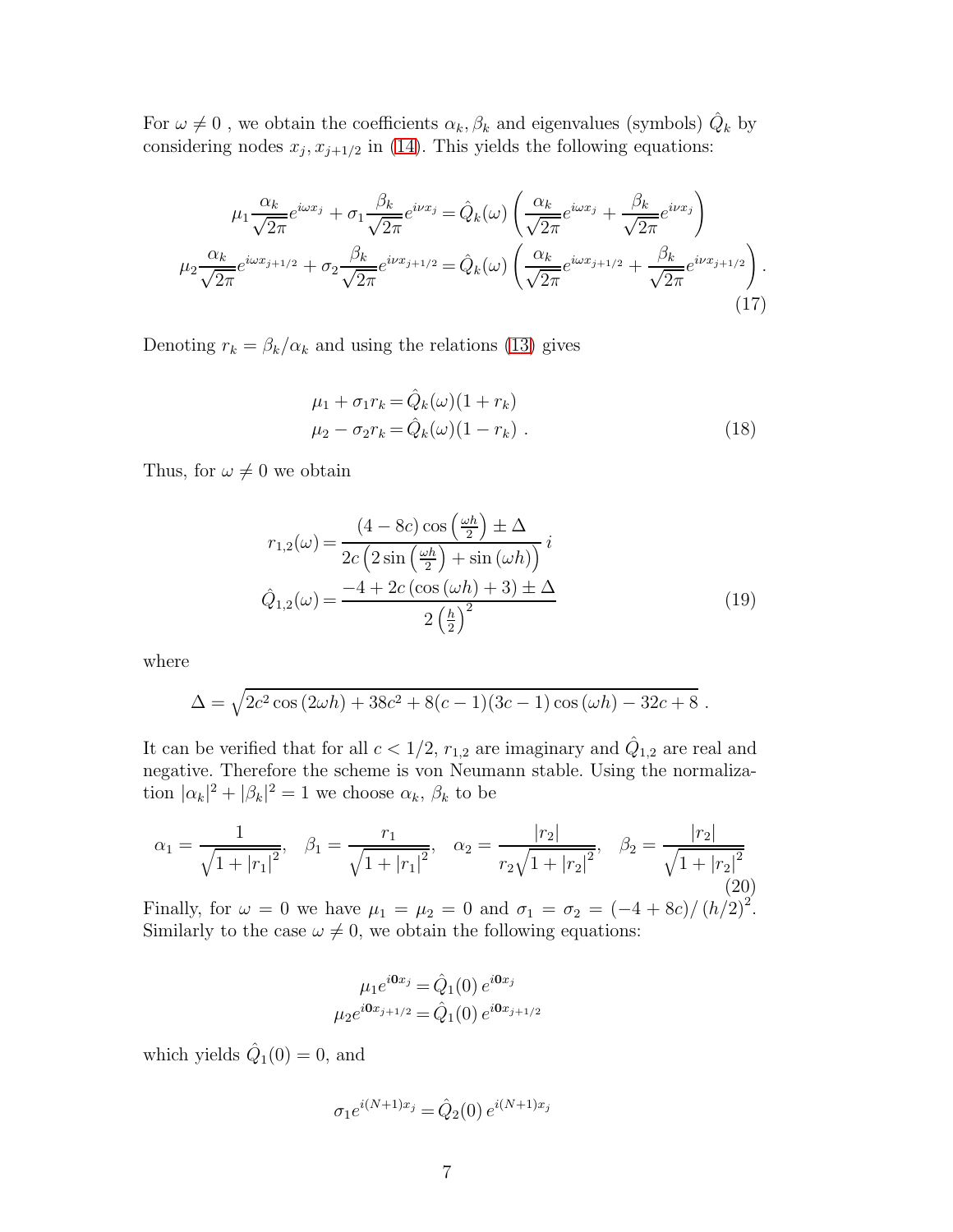For $\omega \neq 0$ , we obtain the coefficients $\alpha_k, \beta_k$ and eigenvalues (symbols) $\hat{Q}_k$ by considering nodes $x_j, x_{j+1/2}$ in (14). This yields the following equations:

$$
\begin{aligned}
\mu_1 \frac{\alpha_k}{\sqrt{2\pi}} e^{i\omega x_j} + \sigma_1 \frac{\beta_k}{\sqrt{2\pi}} e^{i\nu x_j} &= \hat{Q}_k(\omega) \left( \frac{\alpha_k}{\sqrt{2\pi}} e^{i\omega x_j} + \frac{\beta_k}{\sqrt{2\pi}} e^{i\nu x_j} \right) \\
\mu_2 \frac{\alpha_k}{\sqrt{2\pi}} e^{i\omega x_{j+1/2}} + \sigma_2 \frac{\beta_k}{\sqrt{2\pi}} e^{i\nu x_{j+1/2}} &= \hat{Q}_k(\omega) \left( \frac{\alpha_k}{\sqrt{2\pi}} e^{i\omega x_{j+1/2}} + \frac{\beta_k}{\sqrt{2\pi}} e^{i\nu x_{j+1/2}} \right) .
\end{aligned}
\tag{17}
$$

Denoting $r_k = \beta_k/\alpha_k$ and using the relations (13) gives

$$
\begin{aligned}
\mu_1 + \sigma_1 r_k &= \hat{Q}_k(\omega)(1 + r_k) \\
\mu_2 - \sigma_2 r_k &= \hat{Q}_k(\omega)(1 - r_k) \ .
\end{aligned}
\tag{18}
$$

Thus, for $\omega \neq 0$ we obtain

$$
\begin{aligned}
r_{1,2}(\omega) &= \frac{(4-8c)\cos\left(\frac{\omega h}{2}\right) \pm \Delta}{2c\left(2\sin\left(\frac{\omega h}{2}\right) + \sin(\omega h)\right)}\, i \\
\hat{Q}_{1,2}(\omega) &= \frac{-4 + 2c\left(\cos(\omega h) + 3\right) \pm \Delta}{2\left(\frac{h}{2}\right)^2}
\end{aligned}
\tag{19}
$$

where

$$
\Delta = \sqrt{2c^2\cos(2\omega h) + 38c^2 + 8(c-1)(3c-1)\cos(\omega h) - 32c + 8}\ .
$$

It can be verified that for all $c < 1/2$, $r_{1,2}$ are imaginary and $\hat{Q}_{1,2}$ are real and negative. Therefore the scheme is von Neumann stable. Using the normalization $|\alpha_k|^2 + |\beta_k|^2 = 1$ we choose $\alpha_k$, $\beta_k$ to be

$$
\alpha_1 = \frac{1}{\sqrt{1+|r_1|^2}}, \quad \beta_1 = \frac{r_1}{\sqrt{1+|r_1|^2}}, \quad \alpha_2 = \frac{|r_2|}{r_2\sqrt{1+|r_2|^2}}, \quad \beta_2 = \frac{|r_2|}{\sqrt{1+|r_2|^2}}
\tag{20}
$$

Finally, for $\omega = 0$ we have $\mu_1 = \mu_2 = 0$ and $\sigma_1 = \sigma_2 = (-4+8c)/(h/2)^2$. Similarly to the case $\omega \neq 0$, we obtain the following equations:

$$
\begin{aligned}
\mu_1 e^{i\mathbf{0}x_j} &= \hat{Q}_1(0)\, e^{i\mathbf{0}x_j} \\
\mu_2 e^{i\mathbf{0}x_{j+1/2}} &= \hat{Q}_1(0)\, e^{i\mathbf{0}x_{j+1/2}}
\end{aligned}
$$

which yields $\hat{Q}_1(0) = 0$, and

$$
\sigma_1 e^{i(N+1)x_j} = \hat{Q}_2(0)\, e^{i(N+1)x_j}
$$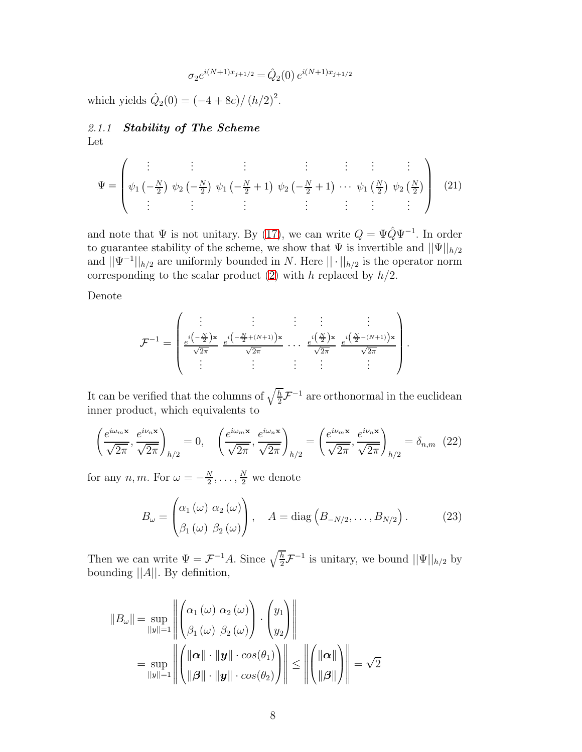$$\sigma_2 e^{i(N+1)x_{j+1/2}} = \hat{Q}_2(0)\, e^{i(N+1)x_{j+1/2}}$$

which yields $\hat{Q}_2(0) = (-4+8c)/\left(h/2\right)^2$.

### 2.1.1 *Stability of The Scheme*

Let

$$\Psi = \begin{pmatrix} \vdots & \vdots & \vdots & \vdots & \vdots & \vdots & \vdots \\ \psi_1\left(-\frac{N}{2}\right) & \psi_2\left(-\frac{N}{2}\right) & \psi_1\left(-\frac{N}{2}+1\right) & \psi_2\left(-\frac{N}{2}+1\right) & \cdots & \psi_1\left(\frac{N}{2}\right) & \psi_2\left(\frac{N}{2}\right) \\ \vdots & \vdots & \vdots & \vdots & \vdots & \vdots & \vdots \end{pmatrix} \quad (21)$$

and note that $\Psi$ is not unitary. By (17), we can write $Q = \Psi \hat{Q} \Psi^{-1}$. In order to guarantee stability of the scheme, we show that $\Psi$ is invertible and $||\Psi||_{h/2}$ and $||\Psi^{-1}||_{h/2}$ are uniformly bounded in $N$. Here $||\cdot||_{h/2}$ is the operator norm corresponding to the scalar product (2) with $h$ replaced by $h/2$.

Denote

$$\mathcal{F}^{-1} = \begin{pmatrix} \vdots & \vdots & \vdots & \vdots & \vdots \\ \frac{e^{i\left(-\frac{N}{2}\right)\mathbf{x}}}{\sqrt{2\pi}} & \frac{e^{i\left(-\frac{N}{2}+(N+1)\right)\mathbf{x}}}{\sqrt{2\pi}} & \cdots & \frac{e^{i\left(\frac{N}{2}\right)\mathbf{x}}}{\sqrt{2\pi}} & \frac{e^{i\left(\frac{N}{2}-(N+1)\right)\mathbf{x}}}{\sqrt{2\pi}} \\ \vdots & \vdots & \vdots & \vdots & \vdots \end{pmatrix}.$$

It can be verified that the columns of $\sqrt{\frac{h}{2}}\mathcal{F}^{-1}$ are orthonormal in the euclidean inner product, which equivalents to

$$\left(\frac{e^{i\omega_m \mathbf{x}}}{\sqrt{2\pi}}, \frac{e^{i\nu_n \mathbf{x}}}{\sqrt{2\pi}}\right)_{h/2} = 0, \quad \left(\frac{e^{i\omega_m \mathbf{x}}}{\sqrt{2\pi}}, \frac{e^{i\omega_n \mathbf{x}}}{\sqrt{2\pi}}\right)_{h/2} = \left(\frac{e^{i\nu_m \mathbf{x}}}{\sqrt{2\pi}}, \frac{e^{i\nu_n \mathbf{x}}}{\sqrt{2\pi}}\right)_{h/2} = \delta_{n,m} \quad (22)$$

for any $n, m$. For $\omega = -\frac{N}{2}, \ldots, \frac{N}{2}$ we denote

$$B_\omega = \begin{pmatrix} \alpha_1(\omega) & \alpha_2(\omega) \\ \beta_1(\omega) & \beta_2(\omega) \end{pmatrix}, \quad A = \operatorname{diag}\left(B_{-N/2}, \ldots, B_{N/2}\right). \quad (23)$$

Then we can write $\Psi = \mathcal{F}^{-1} A$. Since $\sqrt{\frac{h}{2}}\mathcal{F}^{-1}$ is unitary, we bound $||\Psi||_{h/2}$ by bounding $||A||$. By definition,

$$\begin{aligned} \|B_\omega\| &= \sup_{||y||=1} \left\| \begin{pmatrix} \alpha_1(\omega) & \alpha_2(\omega) \\ \beta_1(\omega) & \beta_2(\omega) \end{pmatrix} \cdot \begin{pmatrix} y_1 \\ y_2 \end{pmatrix} \right\| \\ &= \sup_{||y||=1} \left\| \begin{pmatrix} \|\boldsymbol{\alpha}\| \cdot \|\boldsymbol{y}\| \cdot cos(\theta_1) \\ \|\boldsymbol{\beta}\| \cdot \|\boldsymbol{y}\| \cdot cos(\theta_2) \end{pmatrix} \right\| \leq \left\| \begin{pmatrix} \|\boldsymbol{\alpha}\| \\ \|\boldsymbol{\beta}\| \end{pmatrix} \right\| = \sqrt{2} \end{aligned}$$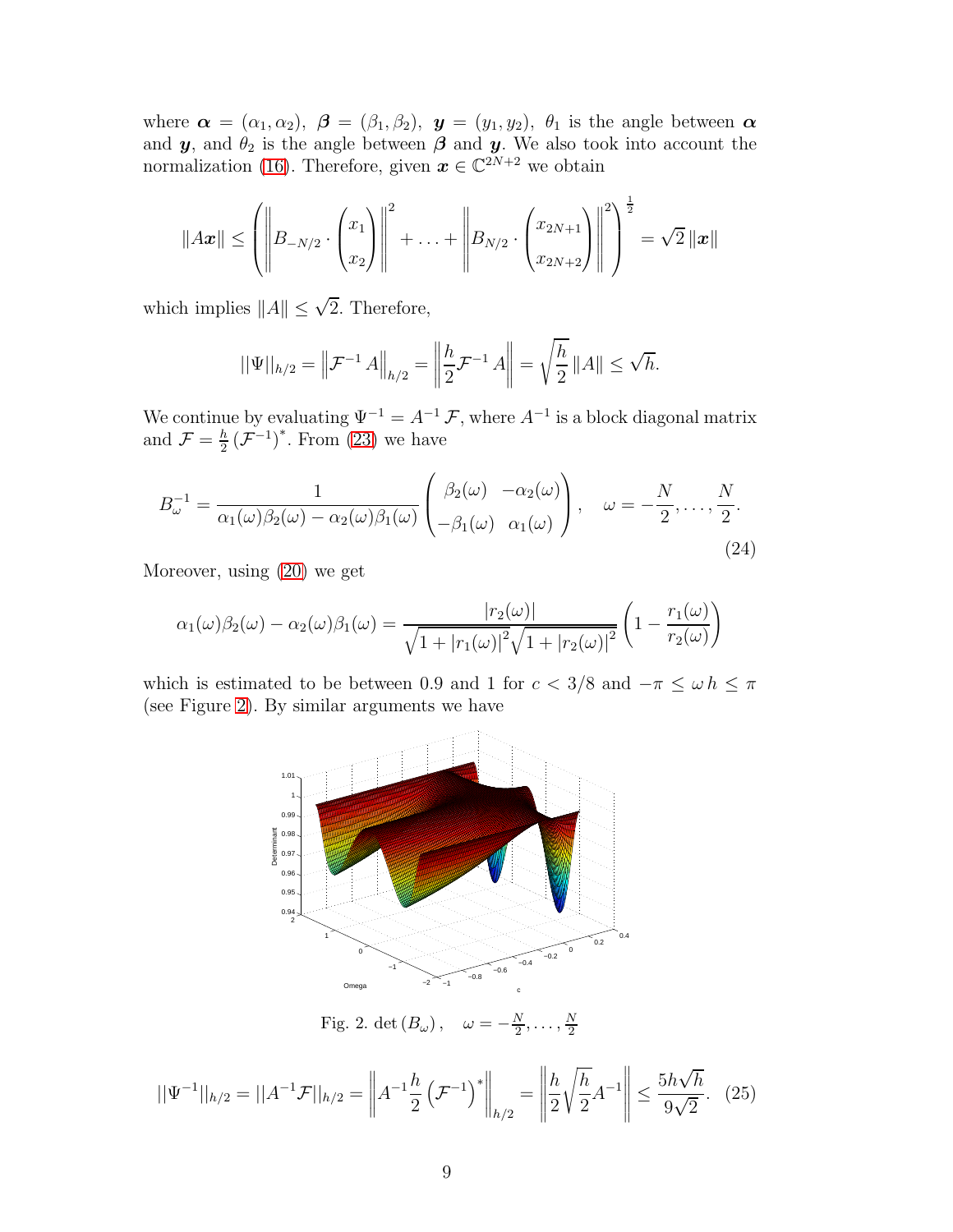where $\boldsymbol{\alpha} = (\alpha_1, \alpha_2)$, $\boldsymbol{\beta} = (\beta_1, \beta_2)$, $\boldsymbol{y} = (y_1, y_2)$, $\theta_1$ is the angle between $\boldsymbol{\alpha}$ and $\boldsymbol{y}$, and $\theta_2$ is the angle between $\boldsymbol{\beta}$ and $\boldsymbol{y}$. We also took into account the normalization (16). Therefore, given $\boldsymbol{x} \in \mathbb{C}^{2N+2}$ we obtain

$$\|A\boldsymbol{x}\| \leq \left( \left\| B_{-N/2} \cdot \begin{pmatrix} x_1 \\ x_2 \end{pmatrix} \right\|^2 + \ldots + \left\| B_{N/2} \cdot \begin{pmatrix} x_{2N+1} \\ x_{2N+2} \end{pmatrix} \right\|^2 \right)^{\frac{1}{2}} = \sqrt{2}\, \|\boldsymbol{x}\|$$

which implies $\|A\| \leq \sqrt{2}$. Therefore,

$$||\Psi||_{h/2} = \left\| \mathcal{F}^{-1} A \right\|_{h/2} = \left\| \frac{h}{2} \mathcal{F}^{-1} A \right\| = \sqrt{\frac{h}{2}}\, \|A\| \leq \sqrt{h}.$$

We continue by evaluating $\Psi^{-1} = A^{-1} \mathcal{F}$, where $A^{-1}$ is a block diagonal matrix and $\mathcal{F} = \frac{h}{2} \left(\mathcal{F}^{-1}\right)^*$. From (23) we have

$$B_\omega^{-1} = \frac{1}{\alpha_1(\omega)\beta_2(\omega) - \alpha_2(\omega)\beta_1(\omega)} \begin{pmatrix} \beta_2(\omega) & -\alpha_2(\omega) \\ -\beta_1(\omega) & \alpha_1(\omega) \end{pmatrix}, \quad \omega = -\frac{N}{2}, \ldots, \frac{N}{2}. \tag{24}$$

Moreover, using (20) we get

$$\alpha_1(\omega)\beta_2(\omega) - \alpha_2(\omega)\beta_1(\omega) = \frac{|r_2(\omega)|}{\sqrt{1 + |r_1(\omega)|^2}\sqrt{1 + |r_2(\omega)|^2}} \left(1 - \frac{r_1(\omega)}{r_2(\omega)}\right)$$

which is estimated to be between 0.9 and 1 for $c < 3/8$ and $-\pi \leq \omega\, h \leq \pi$ (see Figure 2). By similar arguments we have

Fig. 2. $\det\left(B_\omega\right), \quad \omega = -\frac{N}{2}, \ldots, \frac{N}{2}$

$$||\Psi^{-1}||_{h/2} = ||A^{-1}\mathcal{F}||_{h/2} = \left\| A^{-1} \frac{h}{2} \left(\mathcal{F}^{-1}\right)^* \right\|_{h/2} = \left\| \frac{h}{2} \sqrt{\frac{h}{2}} A^{-1} \right\| \leq \frac{5h\sqrt{h}}{9\sqrt{2}}. \tag{25}$$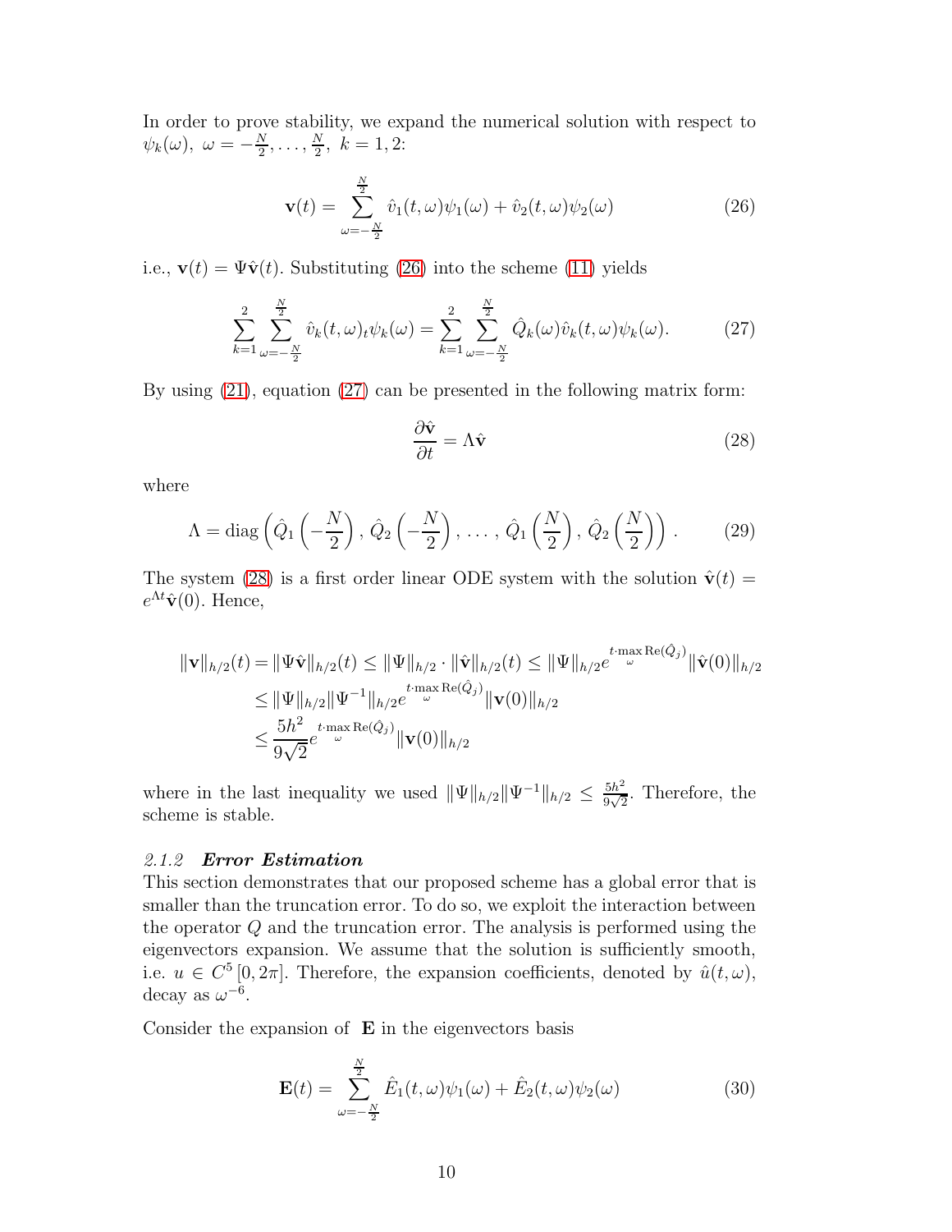In order to prove stability, we expand the numerical solution with respect to $\psi_k(\omega),\ \omega = -\frac{N}{2}, \ldots, \frac{N}{2},\ k = 1, 2$:

$$\mathbf{v}(t) = \sum_{\omega=-\frac{N}{2}}^{\frac{N}{2}} \hat{v}_1(t,\omega)\psi_1(\omega) + \hat{v}_2(t,\omega)\psi_2(\omega) \tag{26}$$

i.e., $\mathbf{v}(t) = \Psi\hat{\mathbf{v}}(t)$. Substituting (26) into the scheme (11) yields

$$\sum_{k=1}^{2}\sum_{\omega=-\frac{N}{2}}^{\frac{N}{2}} \hat{v}_k(t,\omega)_t\psi_k(\omega) = \sum_{k=1}^{2}\sum_{\omega=-\frac{N}{2}}^{\frac{N}{2}} \hat{Q}_k(\omega)\hat{v}_k(t,\omega)\psi_k(\omega). \tag{27}$$

By using (21), equation (27) can be presented in the following matrix form:

$$\frac{\partial \hat{\mathbf{v}}}{\partial t} = \Lambda\hat{\mathbf{v}} \tag{28}$$

where

$$\Lambda = \mathrm{diag}\left(\hat{Q}_1\left(-\frac{N}{2}\right), \hat{Q}_2\left(-\frac{N}{2}\right), \ldots, \hat{Q}_1\left(\frac{N}{2}\right), \hat{Q}_2\left(\frac{N}{2}\right)\right). \tag{29}$$

The system (28) is a first order linear ODE system with the solution $\hat{\mathbf{v}}(t) = e^{\Lambda t}\hat{\mathbf{v}}(0)$. Hence,

$$\begin{aligned}
\|\mathbf{v}\|_{h/2}(t) &= \|\Psi\hat{\mathbf{v}}\|_{h/2}(t) \leq \|\Psi\|_{h/2}\cdot\|\hat{\mathbf{v}}\|_{h/2}(t) \leq \|\Psi\|_{h/2} e^{t\cdot\max\limits_{\omega}\mathrm{Re}(\hat{Q}_j)}\|\hat{\mathbf{v}}(0)\|_{h/2} \\
&\leq \|\Psi\|_{h/2}\|\Psi^{-1}\|_{h/2} e^{t\cdot\max\limits_{\omega}\mathrm{Re}(\hat{Q}_j)}\|\mathbf{v}(0)\|_{h/2} \\
&\leq \frac{5h^2}{9\sqrt{2}} e^{t\cdot\max\limits_{\omega}\mathrm{Re}(\hat{Q}_j)}\|\mathbf{v}(0)\|_{h/2}
\end{aligned}$$

where in the last inequality we used $\|\Psi\|_{h/2}\|\Psi^{-1}\|_{h/2} \leq \frac{5h^2}{9\sqrt{2}}$. Therefore, the scheme is stable.

### 2.1.2 *Error Estimation*

This section demonstrates that our proposed scheme has a global error that is smaller than the truncation error. To do so, we exploit the interaction between the operator $Q$ and the truncation error. The analysis is performed using the eigenvectors expansion. We assume that the solution is sufficiently smooth, i.e. $u \in C^5[0, 2\pi]$. Therefore, the expansion coefficients, denoted by $\hat{u}(t,\omega)$, decay as $\omega^{-6}$.

Consider the expansion of $\mathbf{E}$ in the eigenvectors basis

$$\mathbf{E}(t) = \sum_{\omega=-\frac{N}{2}}^{\frac{N}{2}} \hat{E}_1(t,\omega)\psi_1(\omega) + \hat{E}_2(t,\omega)\psi_2(\omega) \tag{30}$$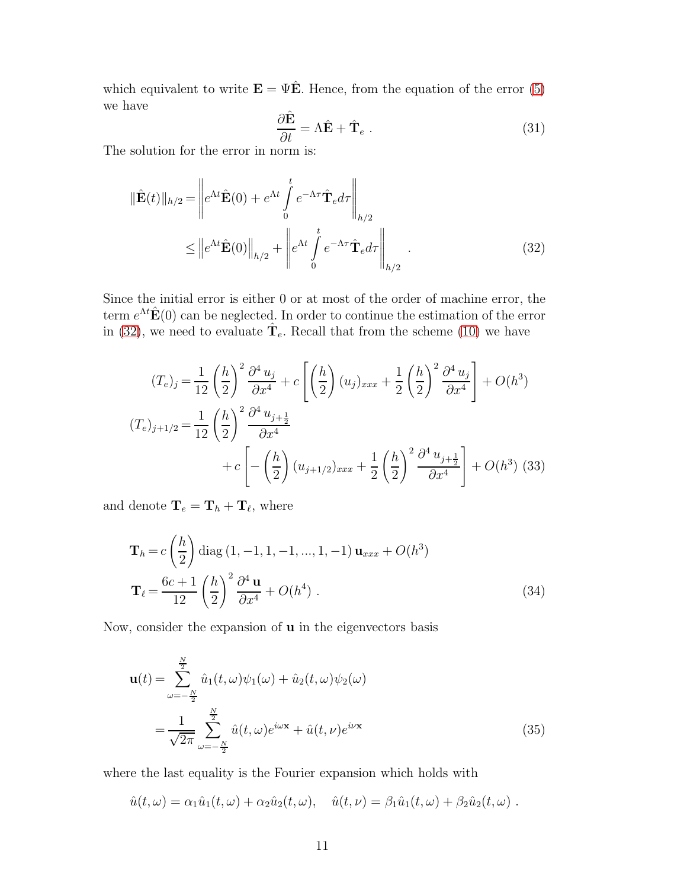which equivalent to write $\mathbf{E} = \Psi\hat{\mathbf{E}}$. Hence, from the equation of the error (5) we have

$$\frac{\partial \hat{\mathbf{E}}}{\partial t} = \Lambda \hat{\mathbf{E}} + \hat{\mathbf{T}}_e \ . \tag{31}$$

The solution for the error in norm is:

$$\begin{aligned}
\|\hat{\mathbf{E}}(t)\|_{h/2} &= \left\| e^{\Lambda t}\hat{\mathbf{E}}(0) + e^{\Lambda t}\int_0^t e^{-\Lambda\tau}\hat{\mathbf{T}}_e d\tau \right\|_{h/2} \\
&\leq \left\| e^{\Lambda t}\hat{\mathbf{E}}(0)\right\|_{h/2} + \left\| e^{\Lambda t}\int_0^t e^{-\Lambda\tau}\hat{\mathbf{T}}_e d\tau \right\|_{h/2} \ .
\end{aligned} \tag{32}$$

Since the initial error is either 0 or at most of the order of machine error, the term $e^{\Lambda t}\hat{\mathbf{E}}(0)$ can be neglected. In order to continue the estimation of the error in (32), we need to evaluate $\hat{\mathbf{T}}_e$. Recall that from the scheme (10) we have

$$\begin{aligned}
(T_e)_j &= \frac{1}{12}\left(\frac{h}{2}\right)^2 \frac{\partial^4 u_j}{\partial x^4} + c\left[\left(\frac{h}{2}\right)(u_j)_{xxx} + \frac{1}{2}\left(\frac{h}{2}\right)^2 \frac{\partial^4 u_j}{\partial x^4}\right] + O(h^3) \\
(T_e)_{j+1/2} &= \frac{1}{12}\left(\frac{h}{2}\right)^2 \frac{\partial^4 u_{j+\frac{1}{2}}}{\partial x^4} \\
&\qquad + c\left[-\left(\frac{h}{2}\right)(u_{j+1/2})_{xxx} + \frac{1}{2}\left(\frac{h}{2}\right)^2 \frac{\partial^4 u_{j+\frac{1}{2}}}{\partial x^4}\right] + O(h^3)
\end{aligned} \tag{33}$$

and denote $\mathbf{T}_e = \mathbf{T}_h + \mathbf{T}_\ell$, where

$$\begin{aligned}
\mathbf{T}_h &= c\left(\frac{h}{2}\right)\mathrm{diag}\left(1,-1,1,-1,...,1,-1\right)\mathbf{u}_{xxx} + O(h^3) \\
\mathbf{T}_\ell &= \frac{6c+1}{12}\left(\frac{h}{2}\right)^2 \frac{\partial^4 \mathbf{u}}{\partial x^4} + O(h^4) \ .
\end{aligned} \tag{34}$$

Now, consider the expansion of $\mathbf{u}$ in the eigenvectors basis

$$\begin{aligned}
\mathbf{u}(t) &= \sum_{\omega=-\frac{N}{2}}^{\frac{N}{2}} \hat{u}_1(t,\omega)\psi_1(\omega) + \hat{u}_2(t,\omega)\psi_2(\omega) \\
&= \frac{1}{\sqrt{2\pi}}\sum_{\omega=-\frac{N}{2}}^{\frac{N}{2}} \hat{u}(t,\omega)e^{i\omega\mathbf{x}} + \hat{u}(t,\nu)e^{i\nu\mathbf{x}}
\end{aligned} \tag{35}$$

where the last equality is the Fourier expansion which holds with

$$\hat{u}(t,\omega) = \alpha_1\hat{u}_1(t,\omega) + \alpha_2\hat{u}_2(t,\omega), \quad \hat{u}(t,\nu) = \beta_1\hat{u}_1(t,\omega) + \beta_2\hat{u}_2(t,\omega) \ .$$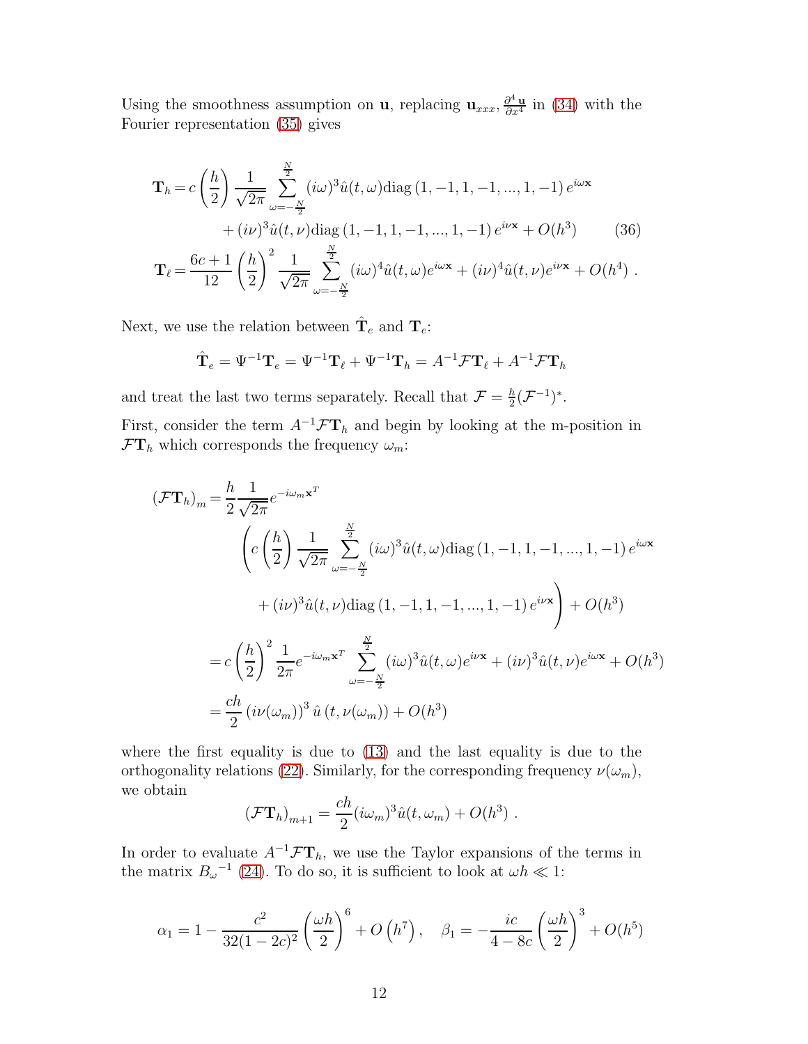Using the smoothness assumption on $\mathbf{u}$, replacing $\mathbf{u}_{xxx}, \frac{\partial^4 \mathbf{u}}{\partial x^4}$ in (34) with the Fourier representation (35) gives

$$
\begin{aligned}
\mathbf{T}_h = & \, c\left(\frac{h}{2}\right)\frac{1}{\sqrt{2\pi}}\sum_{\omega=-\frac{N}{2}}^{\frac{N}{2}}(i\omega)^3\hat{u}(t,\omega)\mathrm{diag}\left(1,-1,1,-1,...,1,-1\right)e^{i\omega\mathbf{x}} \\
& + (i\nu)^3\hat{u}(t,\nu)\mathrm{diag}\left(1,-1,1,-1,...,1,-1\right)e^{i\nu\mathbf{x}} + O(h^3) \qquad (36) \\
\mathbf{T}_\ell = & \, \frac{6c+1}{12}\left(\frac{h}{2}\right)^2\frac{1}{\sqrt{2\pi}}\sum_{\omega=-\frac{N}{2}}^{\frac{N}{2}}(i\omega)^4\hat{u}(t,\omega)e^{i\omega\mathbf{x}} + (i\nu)^4\hat{u}(t,\nu)e^{i\nu\mathbf{x}} + O(h^4)\ .
\end{aligned}
$$

Next, we use the relation between $\hat{\mathbf{T}}_e$ and $\mathbf{T}_e$:

$$
\hat{\mathbf{T}}_e = \Psi^{-1}\mathbf{T}_e = \Psi^{-1}\mathbf{T}_\ell + \Psi^{-1}\mathbf{T}_h = A^{-1}\mathcal{F}\mathbf{T}_\ell + A^{-1}\mathcal{F}\mathbf{T}_h
$$

and treat the last two terms separately. Recall that $\mathcal{F} = \frac{h}{2}(\mathcal{F}^{-1})^*$.

First, consider the term $A^{-1}\mathcal{F}\mathbf{T}_h$ and begin by looking at the m-position in $\mathcal{F}\mathbf{T}_h$ which corresponds the frequency $\omega_m$:

$$
\begin{aligned}
(\mathcal{F}\mathbf{T}_h)_m = & \, \frac{h}{2}\frac{1}{\sqrt{2\pi}}e^{-i\omega_m\mathbf{x}^T} \\
& \left(c\left(\frac{h}{2}\right)\frac{1}{\sqrt{2\pi}}\sum_{\omega=-\frac{N}{2}}^{\frac{N}{2}}(i\omega)^3\hat{u}(t,\omega)\mathrm{diag}\left(1,-1,1,-1,...,1,-1\right)e^{i\omega\mathbf{x}}\right. \\
& \left. + (i\nu)^3\hat{u}(t,\nu)\mathrm{diag}\left(1,-1,1,-1,...,1,-1\right)e^{i\nu\mathbf{x}}\right) + O(h^3) \\
= & \, c\left(\frac{h}{2}\right)^2\frac{1}{2\pi}e^{-i\omega_m\mathbf{x}^T}\sum_{\omega=-\frac{N}{2}}^{\frac{N}{2}}(i\omega)^3\hat{u}(t,\omega)e^{i\nu\mathbf{x}} + (i\nu)^3\hat{u}(t,\nu)e^{i\omega\mathbf{x}} + O(h^3) \\
= & \, \frac{ch}{2}\left(i\nu(\omega_m)\right)^3\hat{u}\left(t,\nu(\omega_m)\right) + O(h^3)
\end{aligned}
$$

where the first equality is due to (13) and the last equality is due to the orthogonality relations (22). Similarly, for the corresponding frequency $\nu(\omega_m)$, we obtain

$$
(\mathcal{F}\mathbf{T}_h)_{m+1} = \frac{ch}{2}(i\omega_m)^3\hat{u}(t,\omega_m) + O(h^3)\ .
$$

In order to evaluate $A^{-1}\mathcal{F}\mathbf{T}_h$, we use the Taylor expansions of the terms in the matrix ${B_\omega}^{-1}$ (24). To do so, it is sufficient to look at $\omega h \ll 1$:

$$
\alpha_1 = 1 - \frac{c^2}{32(1-2c)^2}\left(\frac{\omega h}{2}\right)^6 + O\left(h^7\right), \quad \beta_1 = -\frac{ic}{4-8c}\left(\frac{\omega h}{2}\right)^3 + O(h^5)
$$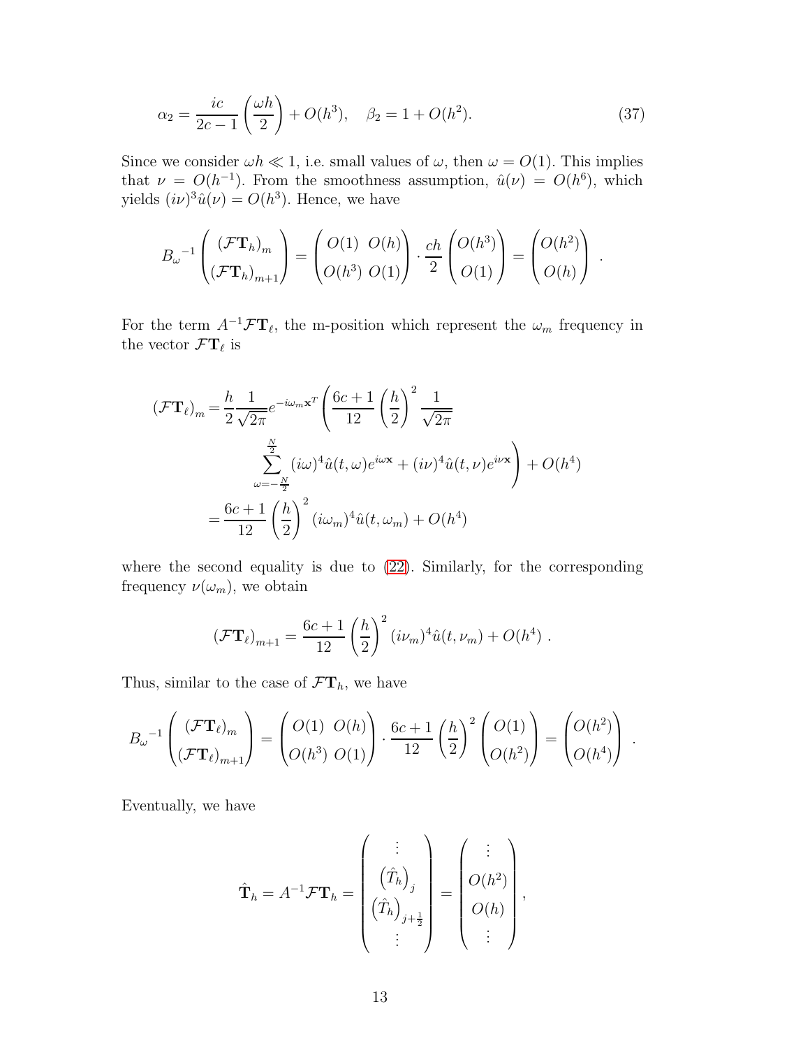$$\alpha_2 = \frac{ic}{2c-1}\left(\frac{\omega h}{2}\right) + O(h^3), \quad \beta_2 = 1 + O(h^2). \tag{37}$$

Since we consider $\omega h \ll 1$, i.e. small values of $\omega$, then $\omega = O(1)$. This implies that $\nu = O(h^{-1})$. From the smoothness assumption, $\hat{u}(\nu) = O(h^6)$, which yields $(i\nu)^3\hat{u}(\nu) = O(h^3)$. Hence, we have

$$B_\omega{}^{-1}\begin{pmatrix}(\mathcal{F}\mathbf{T}_h)_m \\ (\mathcal{F}\mathbf{T}_h)_{m+1}\end{pmatrix} = \begin{pmatrix}O(1) & O(h) \\ O(h^3) & O(1)\end{pmatrix} \cdot \frac{ch}{2}\begin{pmatrix}O(h^3) \\ O(1)\end{pmatrix} = \begin{pmatrix}O(h^2) \\ O(h)\end{pmatrix} .$$

For the term $A^{-1}\mathcal{F}\mathbf{T}_\ell$, the m-position which represent the $\omega_m$ frequency in the vector $\mathcal{F}\mathbf{T}_\ell$ is

$$\begin{aligned}
(\mathcal{F}\mathbf{T}_\ell)_m =& \frac{h}{2}\frac{1}{\sqrt{2\pi}}e^{-i\omega_m \mathbf{x}^T}\left(\frac{6c+1}{12}\left(\frac{h}{2}\right)^2\frac{1}{\sqrt{2\pi}}\right. \\
&\left.\sum_{\omega=-\frac{N}{2}}^{\frac{N}{2}}(i\omega)^4\hat{u}(t,\omega)e^{i\omega\mathbf{x}} + (i\nu)^4\hat{u}(t,\nu)e^{i\nu\mathbf{x}}\right) + O(h^4) \\
=& \frac{6c+1}{12}\left(\frac{h}{2}\right)^2(i\omega_m)^4\hat{u}(t,\omega_m) + O(h^4)
\end{aligned}$$

where the second equality is due to (22). Similarly, for the corresponding frequency $\nu(\omega_m)$, we obtain

$$(\mathcal{F}\mathbf{T}_\ell)_{m+1} = \frac{6c+1}{12}\left(\frac{h}{2}\right)^2(i\nu_m)^4\hat{u}(t,\nu_m) + O(h^4) .$$

Thus, similar to the case of $\mathcal{F}\mathbf{T}_h$, we have

$$B_\omega{}^{-1}\begin{pmatrix}(\mathcal{F}\mathbf{T}_\ell)_m \\ (\mathcal{F}\mathbf{T}_\ell)_{m+1}\end{pmatrix} = \begin{pmatrix}O(1) & O(h) \\ O(h^3) & O(1)\end{pmatrix} \cdot \frac{6c+1}{12}\left(\frac{h}{2}\right)^2\begin{pmatrix}O(1) \\ O(h^2)\end{pmatrix} = \begin{pmatrix}O(h^2) \\ O(h^4)\end{pmatrix} .$$

Eventually, we have

$$\hat{\mathbf{T}}_h = A^{-1}\mathcal{F}\mathbf{T}_h = \begin{pmatrix}\vdots \\ \left(\hat{T}_h\right)_j \\ \left(\hat{T}_h\right)_{j+\frac{1}{2}} \\ \vdots\end{pmatrix} = \begin{pmatrix}\vdots \\ O(h^2) \\ O(h) \\ \vdots\end{pmatrix},$$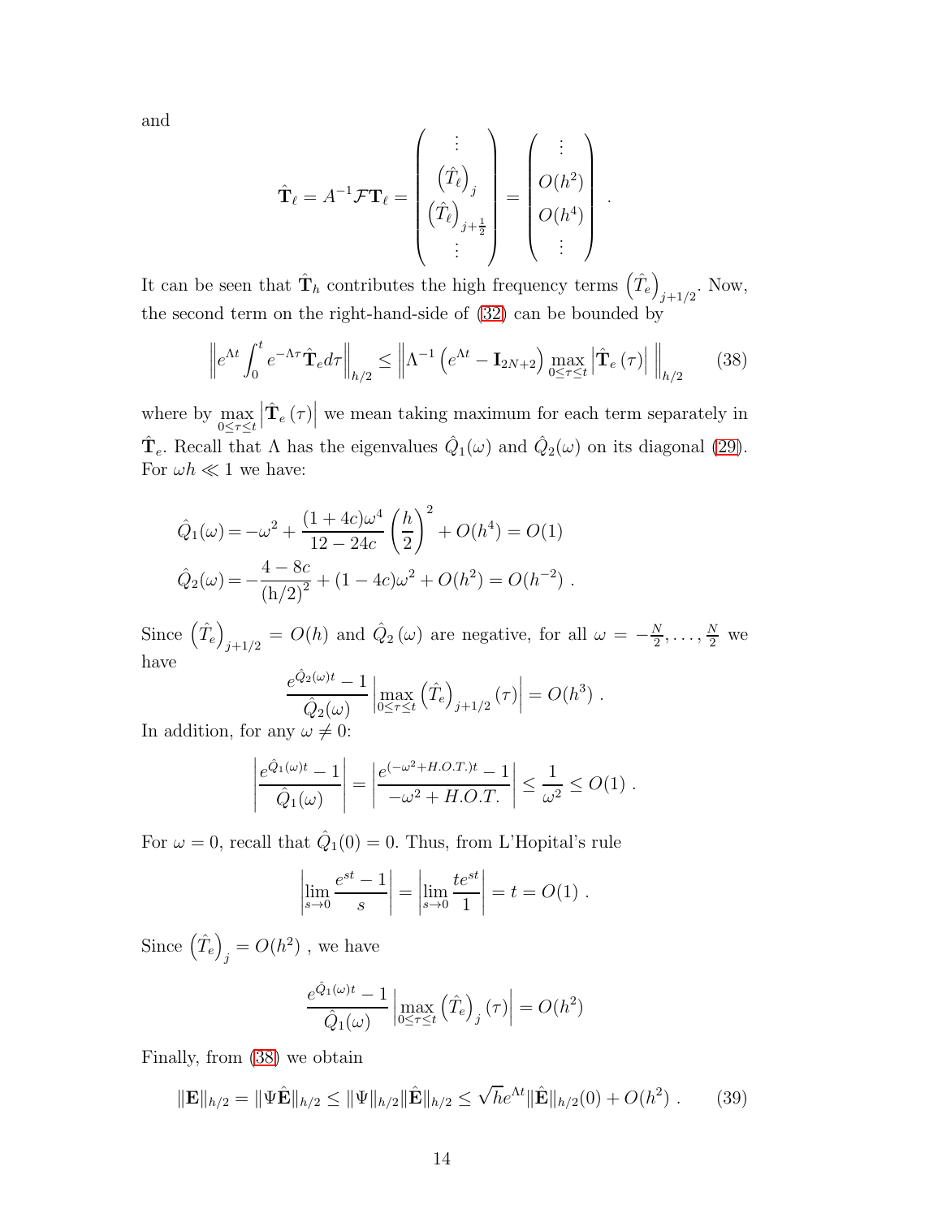and

$$
\hat{\mathbf{T}}_\ell = A^{-1}\mathcal{F}\mathbf{T}_\ell = \begin{pmatrix} \vdots \\ \left(\hat{T}_\ell\right)_j \\ \left(\hat{T}_\ell\right)_{j+\frac{1}{2}} \\ \vdots \end{pmatrix} = \begin{pmatrix} \vdots \\ O(h^2) \\ O(h^4) \\ \vdots \end{pmatrix} .
$$

It can be seen that $\hat{\mathbf{T}}_h$ contributes the high frequency terms $\left(\hat{T}_e\right)_{j+1/2}$. Now, the second term on the right-hand-side of (32) can be bounded by

$$
\left\| e^{\Lambda t}\int_0^t e^{-\Lambda\tau}\hat{\mathbf{T}}_e d\tau \right\|_{h/2} \leq \left\| \Lambda^{-1}\left(e^{\Lambda t} - \mathbf{I}_{2N+2}\right) \max_{0\leq\tau\leq t}\left|\hat{\mathbf{T}}_e\left(\tau\right)\right| \right\|_{h/2} \tag{38}
$$

where by $\max\limits_{0\leq\tau\leq t}\left|\hat{\mathbf{T}}_e\left(\tau\right)\right|$ we mean taking maximum for each term separately in $\hat{\mathbf{T}}_e$. Recall that $\Lambda$ has the eigenvalues $\hat{Q}_1(\omega)$ and $\hat{Q}_2(\omega)$ on its diagonal (29). For $\omega h \ll 1$ we have:

$$
\begin{aligned}
\hat{Q}_1(\omega) &= -\omega^2 + \frac{(1+4c)\omega^4}{12-24c}\left(\frac{h}{2}\right)^2 + O(h^4) = O(1) \\
\hat{Q}_2(\omega) &= -\frac{4-8c}{\left(\mathrm{h}/2\right)^2} + (1-4c)\omega^2 + O(h^2) = O(h^{-2}) \ .
\end{aligned}
$$

Since $\left(\hat{T}_e\right)_{j+1/2} = O(h)$ and $\hat{Q}_2\left(\omega\right)$ are negative, for all $\omega = -\frac{N}{2}, \ldots, \frac{N}{2}$ we have

$$
\frac{e^{\hat{Q}_2(\omega)t} - 1}{\hat{Q}_2(\omega)}\left|\max_{0\leq\tau\leq t}\left(\hat{T}_e\right)_{j+1/2}(\tau)\right| = O(h^3) \ .
$$

In addition, for any $\omega \neq 0$:

$$
\left|\frac{e^{\hat{Q}_1(\omega)t} - 1}{\hat{Q}_1(\omega)}\right| = \left|\frac{e^{(-\omega^2 + H.O.T.)t} - 1}{-\omega^2 + H.O.T.}\right| \leq \frac{1}{\omega^2} \leq O(1) \ .
$$

For $\omega = 0$, recall that $\hat{Q}_1(0) = 0$. Thus, from L'Hopital's rule

$$
\left|\lim_{s\to 0}\frac{e^{st} - 1}{s}\right| = \left|\lim_{s\to 0}\frac{te^{st}}{1}\right| = t = O(1) \ .
$$

Since $\left(\hat{T}_e\right)_j = O(h^2)$ , we have

$$
\frac{e^{\hat{Q}_1(\omega)t} - 1}{\hat{Q}_1(\omega)}\left|\max_{0\leq\tau\leq t}\left(\hat{T}_e\right)_j(\tau)\right| = O(h^2)
$$

Finally, from (38) we obtain

$$
\|\mathbf{E}\|_{h/2} = \|\Psi\hat{\mathbf{E}}\|_{h/2} \leq \|\Psi\|_{h/2}\|\hat{\mathbf{E}}\|_{h/2} \leq \sqrt{h}e^{\Lambda t}\|\hat{\mathbf{E}}\|_{h/2}(0) + O(h^2) \ . \tag{39}
$$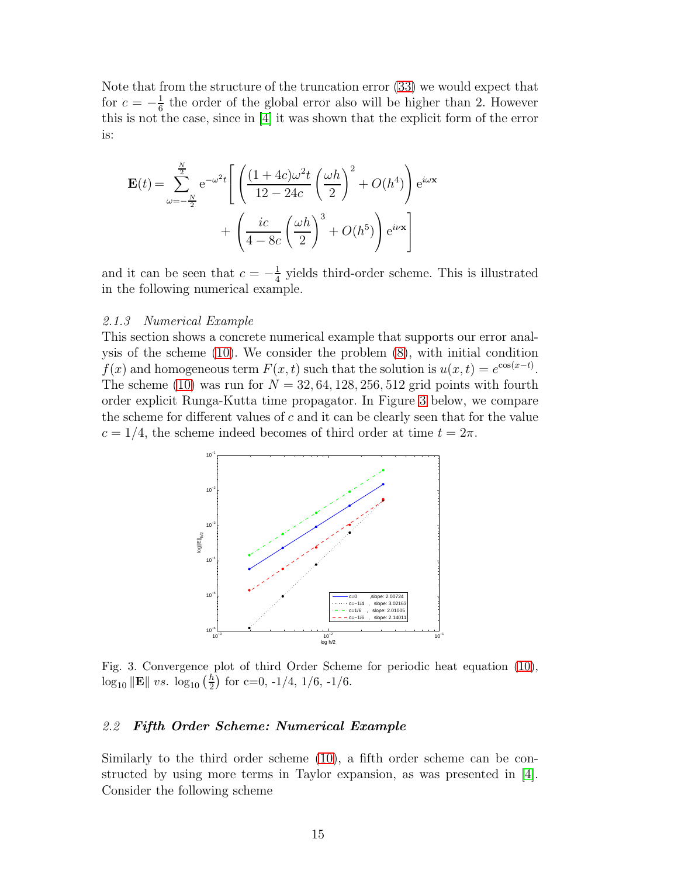Note that from the structure of the truncation error (33) we would expect that for $c = -\frac{1}{6}$ the order of the global error also will be higher than 2. However this is not the case, since in [4] it was shown that the explicit form of the error is:

$$
\mathbf{E}(t) = \sum_{\omega=-\frac{N}{2}}^{\frac{N}{2}} \mathrm{e}^{-\omega^2 t} \left[ \left( \frac{(1+4c)\omega^2 t}{12-24c} \left( \frac{\omega h}{2} \right)^2 + O(h^4) \right) \mathrm{e}^{i\omega \mathbf{x}} + \left( \frac{ic}{4-8c} \left( \frac{\omega h}{2} \right)^3 + O(h^5) \right) \mathrm{e}^{i\nu \mathbf{x}} \right]
$$

and it can be seen that $c = -\frac{1}{4}$ yields third-order scheme. This is illustrated in the following numerical example.

#### *2.1.3 Numerical Example*

This section shows a concrete numerical example that supports our error analysis of the scheme (10). We consider the problem (8), with initial condition $f(x)$ and homogeneous term $F(x,t)$ such that the solution is $u(x,t) = e^{\cos(x-t)}$. The scheme (10) was run for $N = 32, 64, 128, 256, 512$ grid points with fourth order explicit Runga-Kutta time propagator. In Figure 3 below, we compare the scheme for different values of $c$ and it can be clearly seen that for the value $c = 1/4$, the scheme indeed becomes of third order at time $t = 2\pi$.

Fig. 3. Convergence plot of third Order Scheme for periodic heat equation (10), $\log_{10} \|\mathbf{E}\|$ *vs.* $\log_{10}\left(\frac{h}{2}\right)$ for c=0, -1/4, 1/6, -1/6.

### 2.2 ***Fifth Order Scheme: Numerical Example***

Similarly to the third order scheme (10), a fifth order scheme can be constructed by using more terms in Taylor expansion, as was presented in [4]. Consider the following scheme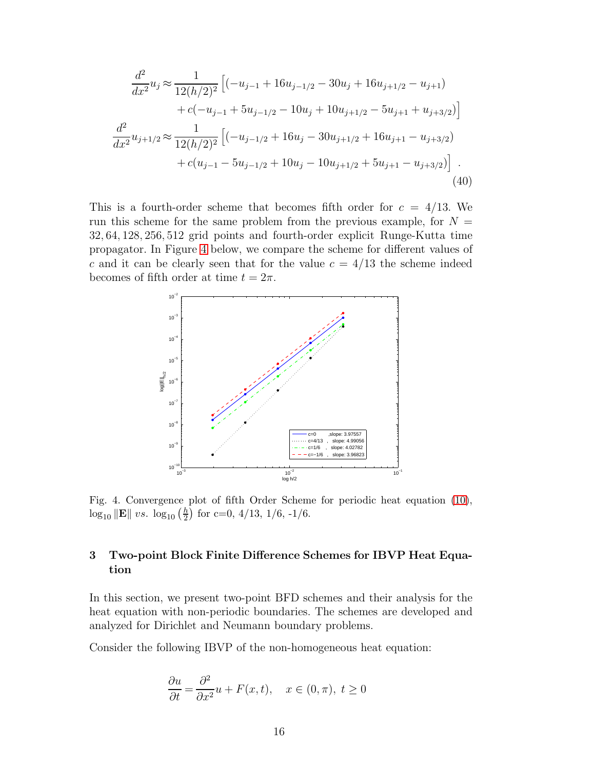$$
\begin{aligned}
\frac{d^2}{dx^2}u_j \approx& \frac{1}{12(h/2)^2}\Big[(-u_{j-1}+16u_{j-1/2}-30u_j+16u_{j+1/2}-u_{j+1}) \\
&+c(-u_{j-1}+5u_{j-1/2}-10u_j+10u_{j+1/2}-5u_{j+1}+u_{j+3/2})\Big] \\
\frac{d^2}{dx^2}u_{j+1/2} \approx& \frac{1}{12(h/2)^2}\Big[(-u_{j-1/2}+16u_j-30u_{j+1/2}+16u_{j+1}-u_{j+3/2}) \\
&+c(u_{j-1}-5u_{j-1/2}+10u_j-10u_{j+1/2}+5u_{j+1}-u_{j+3/2})\Big] \ .
\end{aligned}
\tag{40}
$$

This is a fourth-order scheme that becomes fifth order for $c = 4/13$. We run this scheme for the same problem from the previous example, for $N = 32, 64, 128, 256, 512$ grid points and fourth-order explicit Runge-Kutta time propagator. In Figure 4 below, we compare the scheme for different values of $c$ and it can be clearly seen that for the value $c = 4/13$ the scheme indeed becomes of fifth order at time $t = 2\pi$.

Fig. 4. Convergence plot of fifth Order Scheme for periodic heat equation (10), $\log_{10}\|\mathbf{E}\|$ *vs.* $\log_{10}\left(\frac{h}{2}\right)$ for c=0, 4/13, 1/6, -1/6.

## 3 Two-point Block Finite Difference Schemes for IBVP Heat Equation

In this section, we present two-point BFD schemes and their analysis for the heat equation with non-periodic boundaries. The schemes are developed and analyzed for Dirichlet and Neumann boundary problems.

Consider the following IBVP of the non-homogeneous heat equation:

$$
\frac{\partial u}{\partial t} = \frac{\partial^2}{\partial x^2}u + F(x,t), \quad x \in (0,\pi),\ t \geq 0
$$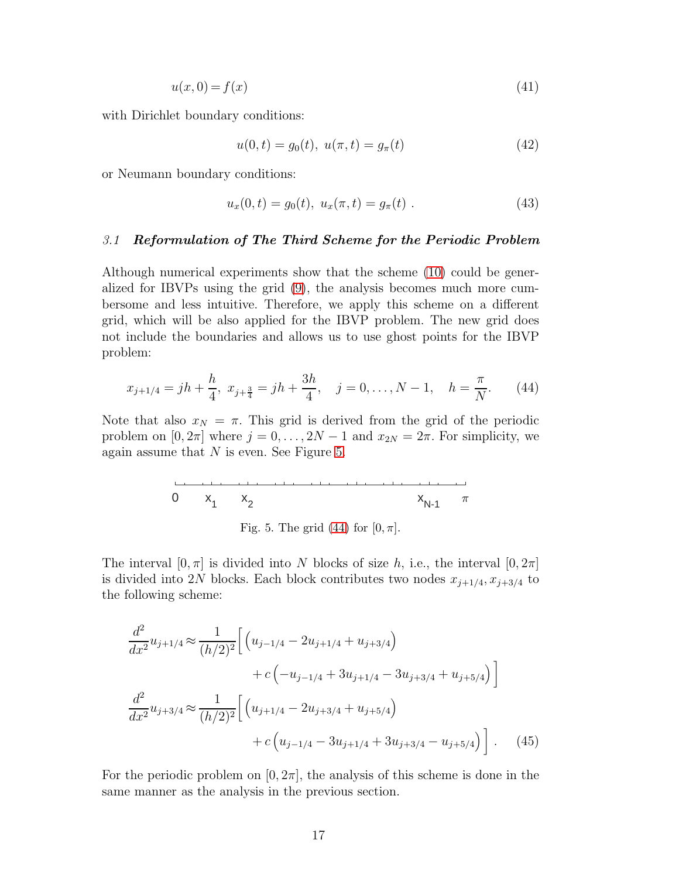$$u(x,0) = f(x) \tag{41}$$

with Dirichlet boundary conditions:

$$u(0,t) = g_0(t),\ u(\pi,t) = g_\pi(t) \tag{42}$$

or Neumann boundary conditions:

$$u_x(0,t) = g_0(t),\ u_x(\pi,t) = g_\pi(t)\ . \tag{43}$$

### *3.1* ***Reformulation of The Third Scheme for the Periodic Problem***

Although numerical experiments show that the scheme (10) could be generalized for IBVPs using the grid (9), the analysis becomes much more cumbersome and less intuitive. Therefore, we apply this scheme on a different grid, which will be also applied for the IBVP problem. The new grid does not include the boundaries and allows us to use ghost points for the IBVP problem:

$$x_{j+1/4} = jh + \frac{h}{4},\ x_{j+\frac{3}{4}} = jh + \frac{3h}{4}, \quad j = 0,\dots,N-1, \quad h = \frac{\pi}{N}. \tag{44}$$

Note that also $x_N = \pi$. This grid is derived from the grid of the periodic problem on $[0,2\pi]$ where $j = 0,\dots,2N-1$ and $x_{2N} = 2\pi$. For simplicity, we again assume that $N$ is even. See Figure 5.

Fig. 5. The grid (44) for $[0,\pi]$.

The interval $[0,\pi]$ is divided into $N$ blocks of size $h$, i.e., the interval $[0,2\pi]$ is divided into $2N$ blocks. Each block contributes two nodes $x_{j+1/4}, x_{j+3/4}$ to the following scheme:

$$\begin{aligned}
\frac{d^2}{dx^2}u_{j+1/4} \approx \frac{1}{(h/2)^2}\Big[ & \left(u_{j-1/4} - 2u_{j+1/4} + u_{j+3/4}\right) \\
& + c\left(-u_{j-1/4} + 3u_{j+1/4} - 3u_{j+3/4} + u_{j+5/4}\right)\Big] \\
\frac{d^2}{dx^2}u_{j+3/4} \approx \frac{1}{(h/2)^2}\Big[ & \left(u_{j+1/4} - 2u_{j+3/4} + u_{j+5/4}\right) \\
& + c\left(u_{j-1/4} - 3u_{j+1/4} + 3u_{j+3/4} - u_{j+5/4}\right)\Big]\ .
\end{aligned} \tag{45}$$

For the periodic problem on $[0,2\pi]$, the analysis of this scheme is done in the same manner as the analysis in the previous section.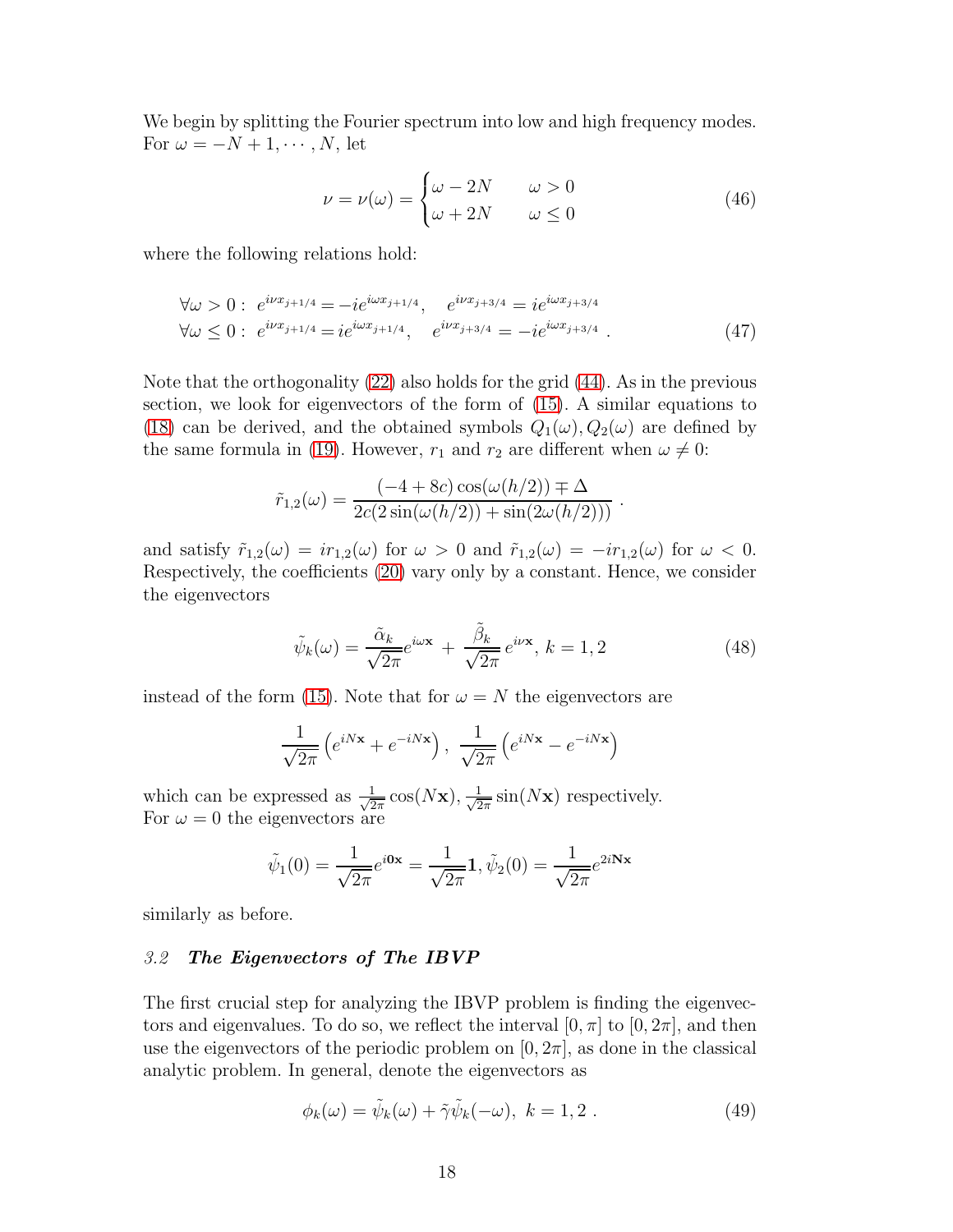We begin by splitting the Fourier spectrum into low and high frequency modes. For $\omega = -N+1, \cdots, N$, let

$$\nu = \nu(\omega) = \begin{cases} \omega - 2N & \omega > 0 \\ \omega + 2N & \omega \leq 0 \end{cases} \tag{46}$$

where the following relations hold:

$$\begin{aligned} &\forall \omega > 0: \; e^{i\nu x_{j+1/4}} = -ie^{i\omega x_{j+1/4}}, \quad e^{i\nu x_{j+3/4}} = ie^{i\omega x_{j+3/4}} \\ &\forall \omega \leq 0: \; e^{i\nu x_{j+1/4}} = ie^{i\omega x_{j+1/4}}, \quad e^{i\nu x_{j+3/4}} = -ie^{i\omega x_{j+3/4}} \; . \end{aligned} \tag{47}$$

Note that the orthogonality (22) also holds for the grid (44). As in the previous section, we look for eigenvectors of the form of (15). A similar equations to (18) can be derived, and the obtained symbols $Q_1(\omega), Q_2(\omega)$ are defined by the same formula in (19). However, $r_1$ and $r_2$ are different when $\omega \neq 0$:

$$\tilde{r}_{1,2}(\omega) = \frac{(-4+8c)\cos(\omega(h/2)) \mp \Delta}{2c(2\sin(\omega(h/2)) + \sin(2\omega(h/2)))} \; .$$

and satisfy $\tilde{r}_{1,2}(\omega) = ir_{1,2}(\omega)$ for $\omega > 0$ and $\tilde{r}_{1,2}(\omega) = -ir_{1,2}(\omega)$ for $\omega < 0$. Respectively, the coefficients (20) vary only by a constant. Hence, we consider the eigenvectors

$$\tilde{\psi}_k(\omega) = \frac{\tilde{\alpha}_k}{\sqrt{2\pi}} e^{i\omega \mathbf{x}} + \frac{\tilde{\beta}_k}{\sqrt{2\pi}} e^{i\nu \mathbf{x}}, \; k = 1, 2 \tag{48}$$

instead of the form (15). Note that for $\omega = N$ the eigenvectors are

$$\frac{1}{\sqrt{2\pi}} \left( e^{iN\mathbf{x}} + e^{-iN\mathbf{x}} \right), \; \frac{1}{\sqrt{2\pi}} \left( e^{iN\mathbf{x}} - e^{-iN\mathbf{x}} \right)$$

which can be expressed as $\frac{1}{\sqrt{2\pi}}\cos(N\mathbf{x}), \frac{1}{\sqrt{2\pi}}\sin(N\mathbf{x})$ respectively.
For $\omega = 0$ the eigenvectors are

$$\tilde{\psi}_1(0) = \frac{1}{\sqrt{2\pi}} e^{i\mathbf{0}\mathbf{x}} = \frac{1}{\sqrt{2\pi}} \mathbf{1}, \tilde{\psi}_2(0) = \frac{1}{\sqrt{2\pi}} e^{2i\mathbf{N}\mathbf{x}}$$

similarly as before.

### 3.2 *The Eigenvectors of The IBVP*

The first crucial step for analyzing the IBVP problem is finding the eigenvectors and eigenvalues. To do so, we reflect the interval $[0, \pi]$ to $[0, 2\pi]$, and then use the eigenvectors of the periodic problem on $[0, 2\pi]$, as done in the classical analytic problem. In general, denote the eigenvectors as

$$\phi_k(\omega) = \tilde{\psi}_k(\omega) + \tilde{\gamma}\tilde{\psi}_k(-\omega), \; k = 1, 2 \; . \tag{49}$$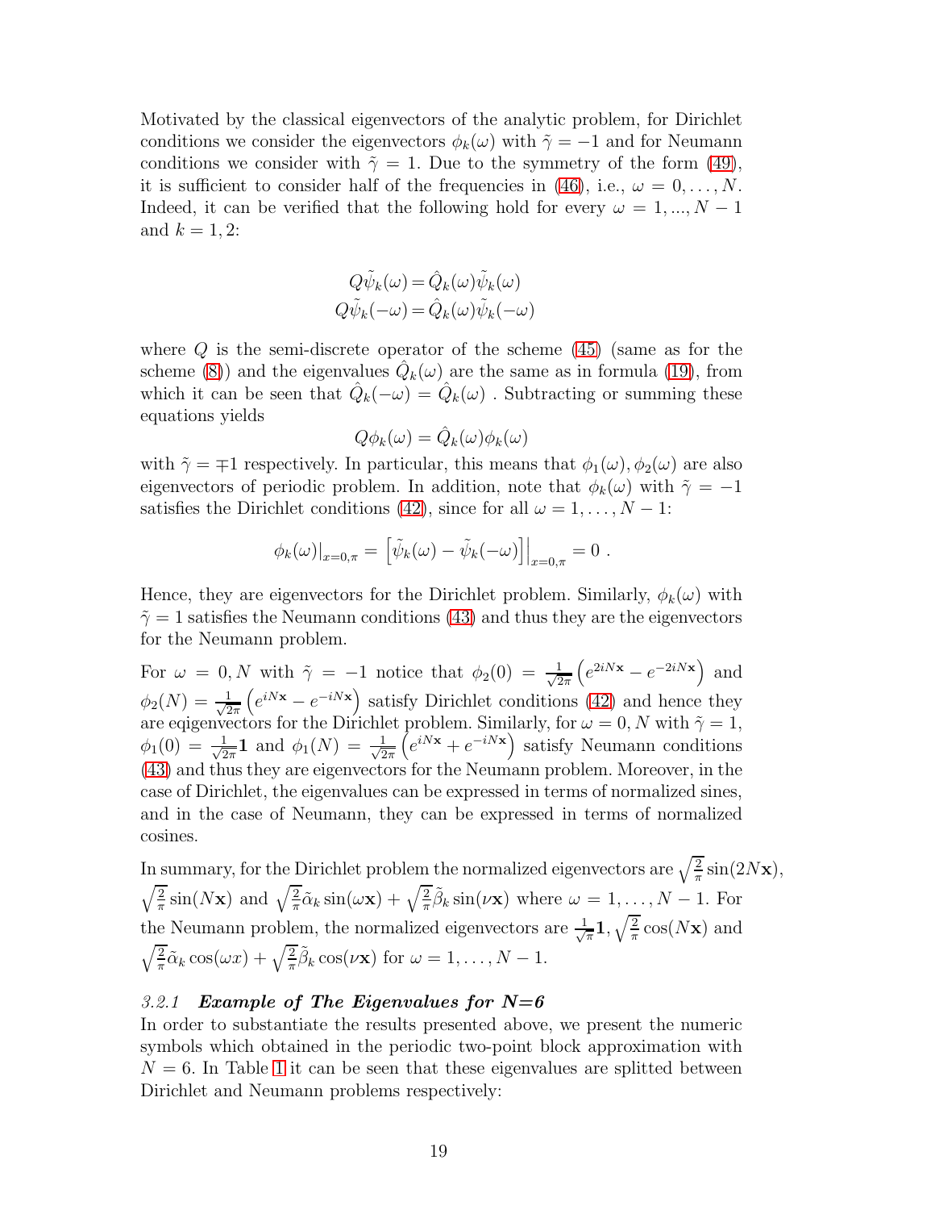Motivated by the classical eigenvectors of the analytic problem, for Dirichlet conditions we consider the eigenvectors $\phi_k(\omega)$ with $\tilde{\gamma} = -1$ and for Neumann conditions we consider with $\tilde{\gamma} = 1$. Due to the symmetry of the form (49), it is sufficient to consider half of the frequencies in (46), i.e., $\omega = 0, \ldots, N$. Indeed, it can be verified that the following hold for every $\omega = 1, ..., N-1$ and $k = 1, 2$:

$$
\begin{aligned}
Q\tilde{\psi}_k(\omega) &= \hat{Q}_k(\omega)\tilde{\psi}_k(\omega) \\
Q\tilde{\psi}_k(-\omega) &= \hat{Q}_k(\omega)\tilde{\psi}_k(-\omega)
\end{aligned}
$$

where $Q$ is the semi-discrete operator of the scheme (45) (same as for the scheme (8)) and the eigenvalues $\hat{Q}_k(\omega)$ are the same as in formula (19), from which it can be seen that $\hat{Q}_k(-\omega) = \hat{Q}_k(\omega)$ . Subtracting or summing these equations yields

$$
Q\phi_k(\omega) = \hat{Q}_k(\omega)\phi_k(\omega)
$$

with $\tilde{\gamma} = \mp 1$ respectively. In particular, this means that $\phi_1(\omega), \phi_2(\omega)$ are also eigenvectors of periodic problem. In addition, note that $\phi_k(\omega)$ with $\tilde{\gamma} = -1$ satisfies the Dirichlet conditions (42), since for all $\omega = 1, \ldots, N-1$:

$$
\phi_k(\omega)|_{x=0,\pi} = \left[\tilde{\psi}_k(\omega) - \tilde{\psi}_k(-\omega)\right]\Big|_{x=0,\pi} = 0 \; .
$$

Hence, they are eigenvectors for the Dirichlet problem. Similarly, $\phi_k(\omega)$ with $\tilde{\gamma} = 1$ satisfies the Neumann conditions (43) and thus they are the eigenvectors for the Neumann problem.

For $\omega = 0, N$ with $\tilde{\gamma} = -1$ notice that $\phi_2(0) = \frac{1}{\sqrt{2\pi}}\left(e^{2iN\mathbf{x}} - e^{-2iN\mathbf{x}}\right)$ and $\phi_2(N) = \frac{1}{\sqrt{2\pi}}\left(e^{iN\mathbf{x}} - e^{-iN\mathbf{x}}\right)$ satisfy Dirichlet conditions (42) and hence they are eqigenvectors for the Dirichlet problem. Similarly, for $\omega = 0, N$ with $\tilde{\gamma} = 1$, $\phi_1(0) = \frac{1}{\sqrt{2\pi}}\mathbf{1}$ and $\phi_1(N) = \frac{1}{\sqrt{2\pi}}\left(e^{iN\mathbf{x}} + e^{-iN\mathbf{x}}\right)$ satisfy Neumann conditions (43) and thus they are eigenvectors for the Neumann problem. Moreover, in the case of Dirichlet, the eigenvalues can be expressed in terms of normalized sines, and in the case of Neumann, they can be expressed in terms of normalized cosines.

In summary, for the Dirichlet problem the normalized eigenvectors are $\sqrt{\frac{2}{\pi}}\sin(2N\mathbf{x})$, $\sqrt{\frac{2}{\pi}}\sin(N\mathbf{x})$ and $\sqrt{\frac{2}{\pi}}\tilde{\alpha}_k\sin(\omega\mathbf{x}) + \sqrt{\frac{2}{\pi}}\tilde{\beta}_k\sin(\nu\mathbf{x})$ where $\omega = 1, \ldots, N-1$. For the Neumann problem, the normalized eigenvectors are $\frac{1}{\sqrt{\pi}}\mathbf{1}$, $\sqrt{\frac{2}{\pi}}\cos(N\mathbf{x})$ and $\sqrt{\frac{2}{\pi}}\tilde{\alpha}_k\cos(\omega x) + \sqrt{\frac{2}{\pi}}\tilde{\beta}_k\cos(\nu\mathbf{x})$ for $\omega = 1, \ldots, N-1$.

#### 3.2.1 *Example of The Eigenvalues for N=6*

In order to substantiate the results presented above, we present the numeric symbols which obtained in the periodic two-point block approximation with $N = 6$. In Table 1 it can be seen that these eigenvalues are splitted between Dirichlet and Neumann problems respectively: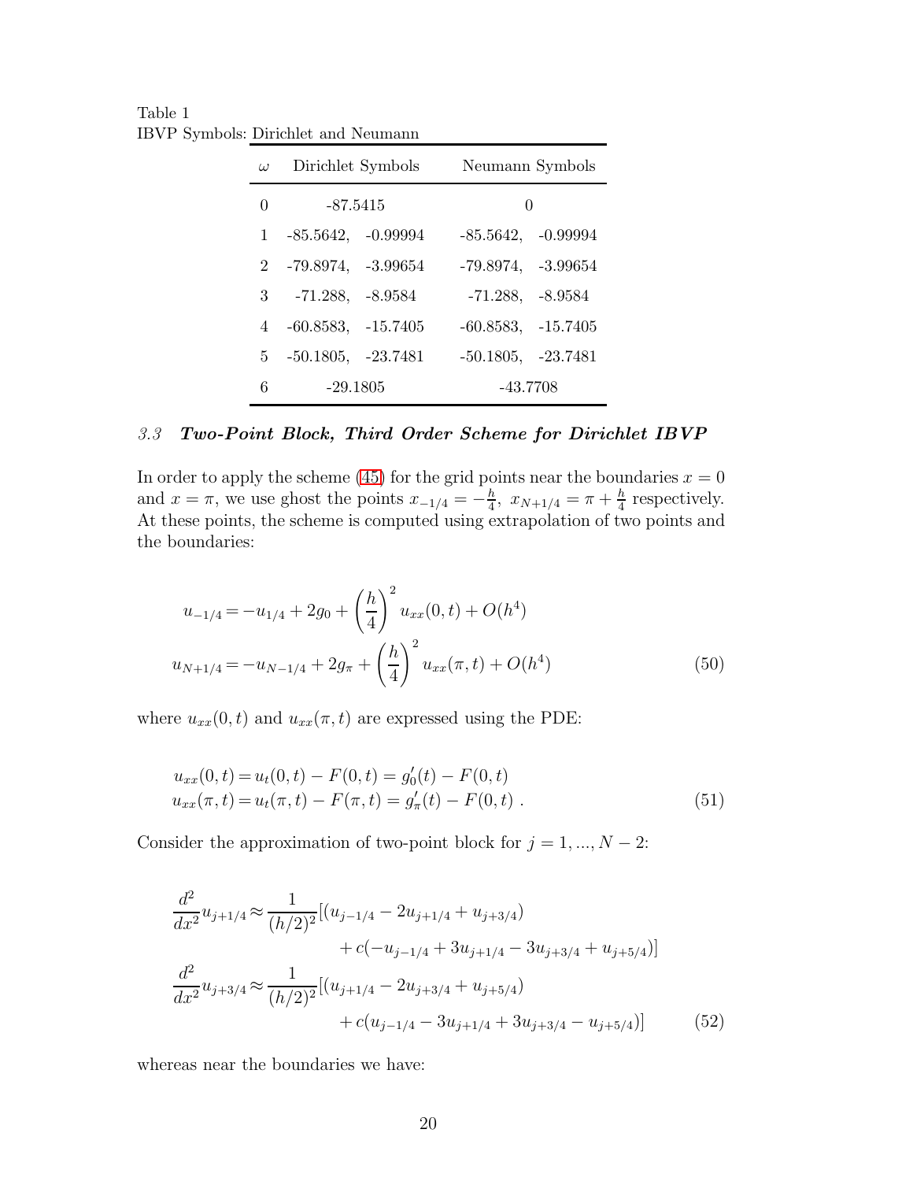Table 1
IBVP Symbols: Dirichlet and Neumann

| $\omega$ | Dirichlet Symbols | Neumann Symbols |
|---|---|---|
| 0 | -87.5415 | 0 |
| 1 | -85.5642, -0.99994 | -85.5642, -0.99994 |
| 2 | -79.8974, -3.99654 | -79.8974, -3.99654 |
| 3 | -71.288, -8.9584 | -71.288, -8.9584 |
| 4 | -60.8583, -15.7405 | -60.8583, -15.7405 |
| 5 | -50.1805, -23.7481 | -50.1805, -23.7481 |
| 6 | -29.1805 | -43.7708 |

### *3.3 Two-Point Block, Third Order Scheme for Dirichlet IBVP*

In order to apply the scheme (45) for the grid points near the boundaries $x = 0$ and $x = \pi$, we use ghost the points $x_{-1/4} = -\frac{h}{4},\ x_{N+1/4} = \pi + \frac{h}{4}$ respectively. At these points, the scheme is computed using extrapolation of two points and the boundaries:

$$
\begin{aligned}
u_{-1/4} &= -u_{1/4} + 2g_0 + \left(\frac{h}{4}\right)^2 u_{xx}(0,t) + O(h^4) \\
u_{N+1/4} &= -u_{N-1/4} + 2g_\pi + \left(\frac{h}{4}\right)^2 u_{xx}(\pi,t) + O(h^4)
\end{aligned}
\tag{50}
$$

where $u_{xx}(0,t)$ and $u_{xx}(\pi,t)$ are expressed using the PDE:

$$
\begin{aligned}
u_{xx}(0,t) &= u_t(0,t) - F(0,t) = g_0'(t) - F(0,t) \\
u_{xx}(\pi,t) &= u_t(\pi,t) - F(\pi,t) = g_\pi'(t) - F(0,t)\ .
\end{aligned}
\tag{51}
$$

Consider the approximation of two-point block for $j = 1, ..., N-2$:

$$
\begin{aligned}
\frac{d^2}{dx^2}u_{j+1/4} &\approx \frac{1}{(h/2)^2}[(u_{j-1/4} - 2u_{j+1/4} + u_{j+3/4}) \\
&\qquad + c(-u_{j-1/4} + 3u_{j+1/4} - 3u_{j+3/4} + u_{j+5/4})] \\
\frac{d^2}{dx^2}u_{j+3/4} &\approx \frac{1}{(h/2)^2}[(u_{j+1/4} - 2u_{j+3/4} + u_{j+5/4}) \\
&\qquad + c(u_{j-1/4} - 3u_{j+1/4} + 3u_{j+3/4} - u_{j+5/4})]
\end{aligned}
\tag{52}
$$

whereas near the boundaries we have: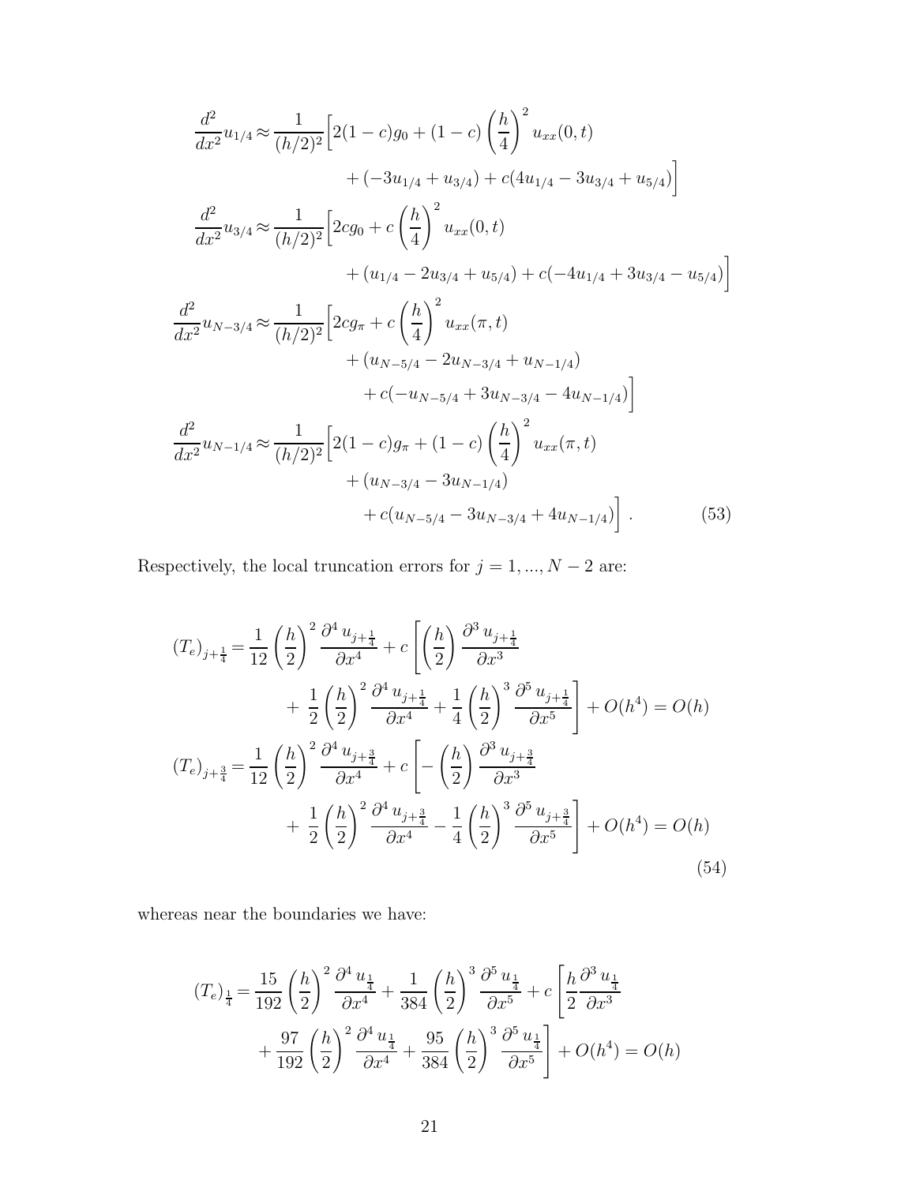$$
\begin{aligned}
\frac{d^2}{dx^2}u_{1/4} \approx & \frac{1}{(h/2)^2}\Big[2(1-c)g_0 + (1-c)\left(\frac{h}{4}\right)^2 u_{xx}(0,t) \\
& + (-3u_{1/4} + u_{3/4}) + c(4u_{1/4} - 3u_{3/4} + u_{5/4})\Big] \\
\frac{d^2}{dx^2}u_{3/4} \approx & \frac{1}{(h/2)^2}\Big[2cg_0 + c\left(\frac{h}{4}\right)^2 u_{xx}(0,t) \\
& + (u_{1/4} - 2u_{3/4} + u_{5/4}) + c(-4u_{1/4} + 3u_{3/4} - u_{5/4})\Big] \\
\frac{d^2}{dx^2}u_{N-3/4} \approx & \frac{1}{(h/2)^2}\Big[2cg_\pi + c\left(\frac{h}{4}\right)^2 u_{xx}(\pi,t) \\
& + (u_{N-5/4} - 2u_{N-3/4} + u_{N-1/4}) \\
& + c(-u_{N-5/4} + 3u_{N-3/4} - 4u_{N-1/4})\Big] \\
\frac{d^2}{dx^2}u_{N-1/4} \approx & \frac{1}{(h/2)^2}\Big[2(1-c)g_\pi + (1-c)\left(\frac{h}{4}\right)^2 u_{xx}(\pi,t) \\
& + (u_{N-3/4} - 3u_{N-1/4}) \\
& + c(u_{N-5/4} - 3u_{N-3/4} + 4u_{N-1/4})\Big]\,. \qquad (53)
\end{aligned}
$$

Respectively, the local truncation errors for $j = 1, ..., N-2$ are:

$$
\begin{aligned}
(T_e)_{j+\frac{1}{4}} = & \frac{1}{12}\left(\frac{h}{2}\right)^2 \frac{\partial^4 u_{j+\frac{1}{4}}}{\partial x^4} + c\left[\left(\frac{h}{2}\right)\frac{\partial^3 u_{j+\frac{1}{4}}}{\partial x^3}\right. \\
& \left. + \frac{1}{2}\left(\frac{h}{2}\right)^2 \frac{\partial^4 u_{j+\frac{1}{4}}}{\partial x^4} + \frac{1}{4}\left(\frac{h}{2}\right)^3 \frac{\partial^5 u_{j+\frac{1}{4}}}{\partial x^5}\right] + O(h^4) = O(h) \\
(T_e)_{j+\frac{3}{4}} = & \frac{1}{12}\left(\frac{h}{2}\right)^2 \frac{\partial^4 u_{j+\frac{3}{4}}}{\partial x^4} + c\left[-\left(\frac{h}{2}\right)\frac{\partial^3 u_{j+\frac{3}{4}}}{\partial x^3}\right. \\
& \left. + \frac{1}{2}\left(\frac{h}{2}\right)^2 \frac{\partial^4 u_{j+\frac{3}{4}}}{\partial x^4} - \frac{1}{4}\left(\frac{h}{2}\right)^3 \frac{\partial^5 u_{j+\frac{3}{4}}}{\partial x^5}\right] + O(h^4) = O(h)
\end{aligned}
\qquad (54)
$$

whereas near the boundaries we have:

$$
\begin{aligned}
(T_e)_{\frac{1}{4}} = & \frac{15}{192}\left(\frac{h}{2}\right)^2 \frac{\partial^4 u_{\frac{1}{4}}}{\partial x^4} + \frac{1}{384}\left(\frac{h}{2}\right)^3 \frac{\partial^5 u_{\frac{1}{4}}}{\partial x^5} + c\left[\frac{h}{2}\frac{\partial^3 u_{\frac{1}{4}}}{\partial x^3}\right. \\
& \left. + \frac{97}{192}\left(\frac{h}{2}\right)^2 \frac{\partial^4 u_{\frac{1}{4}}}{\partial x^4} + \frac{95}{384}\left(\frac{h}{2}\right)^3 \frac{\partial^5 u_{\frac{1}{4}}}{\partial x^5}\right] + O(h^4) = O(h)
\end{aligned}
$$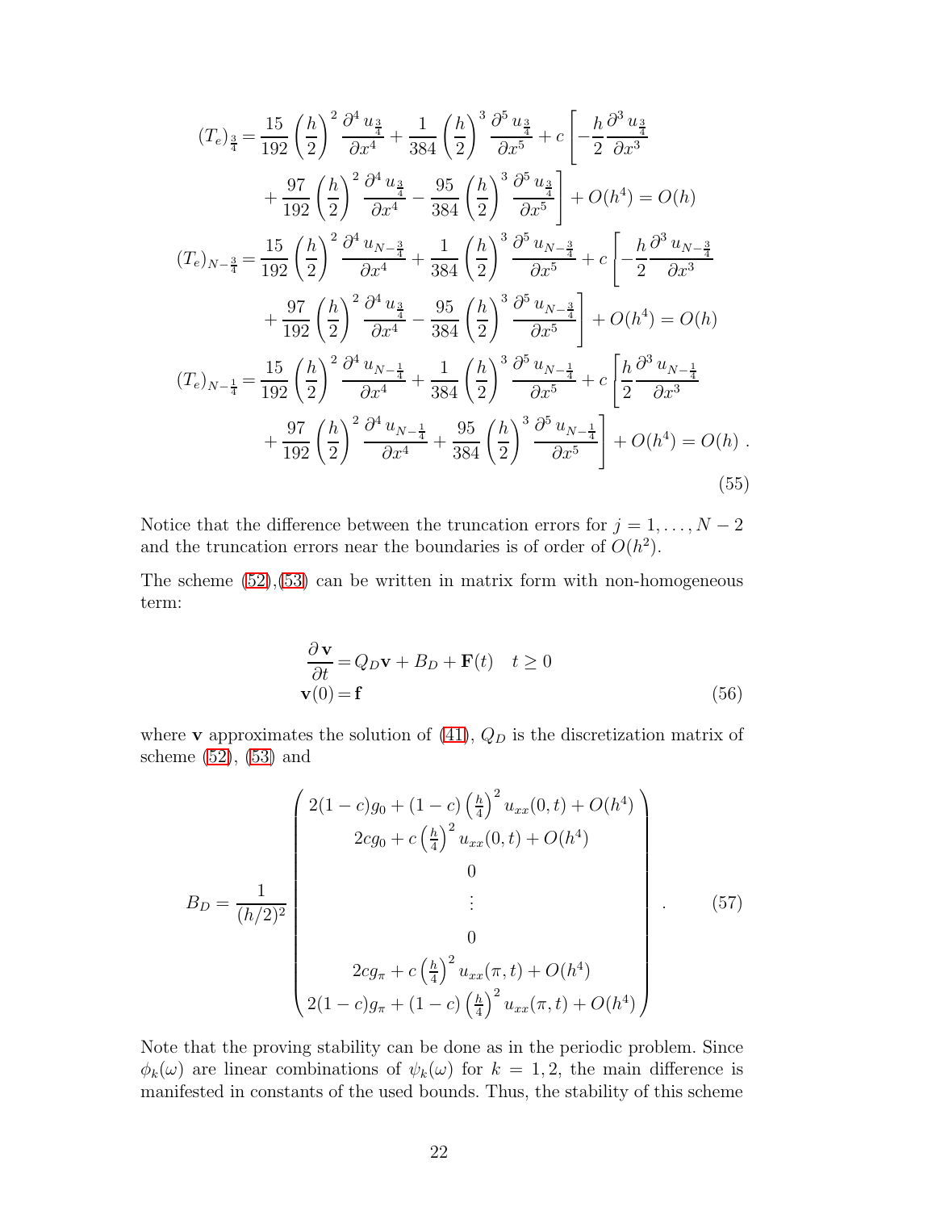$$
\begin{aligned}
(T_e)_{\frac{3}{4}} =& \frac{15}{192}\left(\frac{h}{2}\right)^2 \frac{\partial^4 u_{\frac{3}{4}}}{\partial x^4} + \frac{1}{384}\left(\frac{h}{2}\right)^3 \frac{\partial^5 u_{\frac{3}{4}}}{\partial x^5} + c\left[-\frac{h}{2}\frac{\partial^3 u_{\frac{3}{4}}}{\partial x^3}\right. \\
&\left. + \frac{97}{192}\left(\frac{h}{2}\right)^2 \frac{\partial^4 u_{\frac{3}{4}}}{\partial x^4} - \frac{95}{384}\left(\frac{h}{2}\right)^3 \frac{\partial^5 u_{\frac{3}{4}}}{\partial x^5}\right] + O(h^4) = O(h) \\
(T_e)_{N-\frac{3}{4}} =& \frac{15}{192}\left(\frac{h}{2}\right)^2 \frac{\partial^4 u_{N-\frac{3}{4}}}{\partial x^4} + \frac{1}{384}\left(\frac{h}{2}\right)^3 \frac{\partial^5 u_{N-\frac{3}{4}}}{\partial x^5} + c\left[-\frac{h}{2}\frac{\partial^3 u_{N-\frac{3}{4}}}{\partial x^3}\right. \\
&\left. + \frac{97}{192}\left(\frac{h}{2}\right)^2 \frac{\partial^4 u_{\frac{3}{4}}}{\partial x^4} - \frac{95}{384}\left(\frac{h}{2}\right)^3 \frac{\partial^5 u_{N-\frac{3}{4}}}{\partial x^5}\right] + O(h^4) = O(h) \\
(T_e)_{N-\frac{1}{4}} =& \frac{15}{192}\left(\frac{h}{2}\right)^2 \frac{\partial^4 u_{N-\frac{1}{4}}}{\partial x^4} + \frac{1}{384}\left(\frac{h}{2}\right)^3 \frac{\partial^5 u_{N-\frac{1}{4}}}{\partial x^5} + c\left[\frac{h}{2}\frac{\partial^3 u_{N-\frac{1}{4}}}{\partial x^3}\right. \\
&\left. + \frac{97}{192}\left(\frac{h}{2}\right)^2 \frac{\partial^4 u_{N-\frac{1}{4}}}{\partial x^4} + \frac{95}{384}\left(\frac{h}{2}\right)^3 \frac{\partial^5 u_{N-\frac{1}{4}}}{\partial x^5}\right] + O(h^4) = O(h)\ .
\end{aligned}
\tag{55}
$$

Notice that the difference between the truncation errors for $j = 1, \ldots, N-2$ and the truncation errors near the boundaries is of order of $O(h^2)$.

The scheme (52),(53) can be written in matrix form with non-homogeneous term:

$$
\begin{aligned}
\frac{\partial \mathbf{v}}{\partial t} &= Q_D \mathbf{v} + B_D + \mathbf{F}(t) \quad t \geq 0 \\
\mathbf{v}(0) &= \mathbf{f}
\end{aligned}
\tag{56}
$$

where $\mathbf{v}$ approximates the solution of (41), $Q_D$ is the discretization matrix of scheme (52), (53) and

$$
B_D = \frac{1}{(h/2)^2}
\begin{pmatrix}
2(1-c)g_0 + (1-c)\left(\frac{h}{4}\right)^2 u_{xx}(0,t) + O(h^4) \\
2cg_0 + c\left(\frac{h}{4}\right)^2 u_{xx}(0,t) + O(h^4) \\
0 \\
\vdots \\
0 \\
2cg_\pi + c\left(\frac{h}{4}\right)^2 u_{xx}(\pi,t) + O(h^4) \\
2(1-c)g_\pi + (1-c)\left(\frac{h}{4}\right)^2 u_{xx}(\pi,t) + O(h^4)
\end{pmatrix}.
\tag{57}
$$

Note that the proving stability can be done as in the periodic problem. Since $\phi_k(\omega)$ are linear combinations of $\psi_k(\omega)$ for $k = 1, 2$, the main difference is manifested in constants of the used bounds. Thus, the stability of this scheme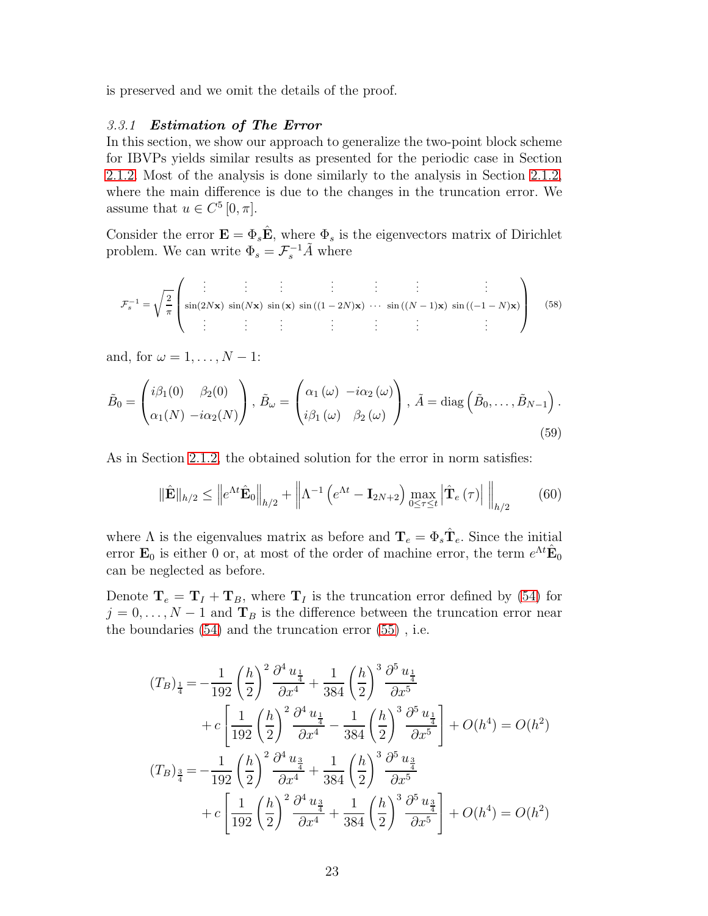is preserved and we omit the details of the proof.

#### 3.3.1 *Estimation of The Error*

In this section, we show our approach to generalize the two-point block scheme for IBVPs yields similar results as presented for the periodic case in Section 2.1.2. Most of the analysis is done similarly to the analysis in Section 2.1.2, where the main difference is due to the changes in the truncation error. We assume that $u \in C^5[0,\pi]$.

Consider the error $\mathbf{E} = \Phi_s \hat{\mathbf{E}}$, where $\Phi_s$ is the eigenvectors matrix of Dirichlet problem. We can write $\Phi_s = \mathcal{F}_s^{-1}\tilde{A}$ where

$$
\mathcal{F}_s^{-1} = \sqrt{\frac{2}{\pi}} \begin{pmatrix} \vdots & \vdots & \vdots & \vdots & \vdots & \vdots & \vdots \\ \sin(2N\mathbf{x}) & \sin(N\mathbf{x}) & \sin(\mathbf{x}) & \sin((1-2N)\mathbf{x}) & \cdots & \sin((N-1)\mathbf{x}) & \sin((-1-N)\mathbf{x}) \\ \vdots & \vdots & \vdots & \vdots & \vdots & \vdots & \vdots \end{pmatrix} \tag{58}
$$

and, for $\omega = 1, \ldots, N-1$:

$$
\tilde{B}_0 = \begin{pmatrix} i\beta_1(0) & \beta_2(0) \\ \alpha_1(N) & -i\alpha_2(N) \end{pmatrix}, \; \tilde{B}_\omega = \begin{pmatrix} \alpha_1(\omega) & -i\alpha_2(\omega) \\ i\beta_1(\omega) & \beta_2(\omega) \end{pmatrix}, \; \tilde{A} = \operatorname{diag}\left(\tilde{B}_0, \ldots, \tilde{B}_{N-1}\right). \tag{59}
$$

As in Section 2.1.2, the obtained solution for the error in norm satisfies:

$$
\|\hat{\mathbf{E}}\|_{h/2} \leq \left\| e^{\Lambda t}\hat{\mathbf{E}}_0 \right\|_{h/2} + \left\| \Lambda^{-1}\left(e^{\Lambda t} - \mathbf{I}_{2N+2}\right) \max_{0\leq\tau\leq t} \left|\hat{\mathbf{T}}_e(\tau)\right| \right\|_{h/2} \tag{60}
$$

where $\Lambda$ is the eigenvalues matrix as before and $\mathbf{T}_e = \Phi_s \hat{\mathbf{T}}_e$. Since the initial error $\mathbf{E}_0$ is either 0 or, at most of the order of machine error, the term $e^{\Lambda t}\hat{\mathbf{E}}_0$ can be neglected as before.

Denote $\mathbf{T}_e = \mathbf{T}_I + \mathbf{T}_B$, where $\mathbf{T}_I$ is the truncation error defined by (54) for $j = 0, \ldots, N-1$ and $\mathbf{T}_B$ is the difference between the truncation error near the boundaries (54) and the truncation error (55) , i.e.

$$
\begin{aligned}
(T_B)_{\frac{1}{4}} = & -\frac{1}{192}\left(\frac{h}{2}\right)^2 \frac{\partial^4 u_{\frac{1}{4}}}{\partial x^4} + \frac{1}{384}\left(\frac{h}{2}\right)^3 \frac{\partial^5 u_{\frac{1}{4}}}{\partial x^5} \\
& + c\left[\frac{1}{192}\left(\frac{h}{2}\right)^2 \frac{\partial^4 u_{\frac{1}{4}}}{\partial x^4} - \frac{1}{384}\left(\frac{h}{2}\right)^3 \frac{\partial^5 u_{\frac{1}{4}}}{\partial x^5}\right] + O(h^4) = O(h^2) \\
(T_B)_{\frac{3}{4}} = & -\frac{1}{192}\left(\frac{h}{2}\right)^2 \frac{\partial^4 u_{\frac{3}{4}}}{\partial x^4} + \frac{1}{384}\left(\frac{h}{2}\right)^3 \frac{\partial^5 u_{\frac{3}{4}}}{\partial x^5} \\
& + c\left[\frac{1}{192}\left(\frac{h}{2}\right)^2 \frac{\partial^4 u_{\frac{3}{4}}}{\partial x^4} + \frac{1}{384}\left(\frac{h}{2}\right)^3 \frac{\partial^5 u_{\frac{3}{4}}}{\partial x^5}\right] + O(h^4) = O(h^2)
\end{aligned}
$$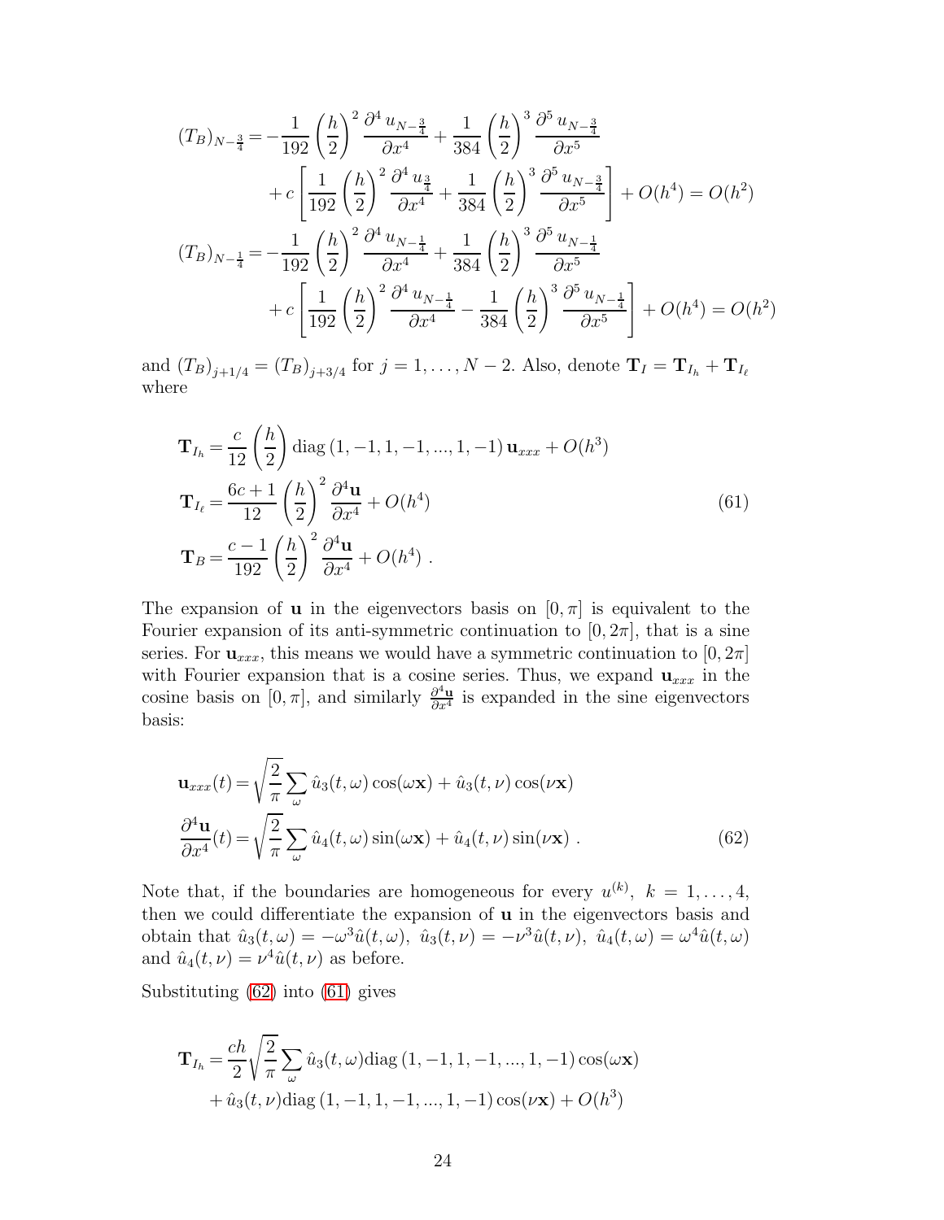$$
\begin{aligned}
(T_B)_{N-\frac{3}{4}} = & -\frac{1}{192}\left(\frac{h}{2}\right)^2 \frac{\partial^4 u_{N-\frac{3}{4}}}{\partial x^4} + \frac{1}{384}\left(\frac{h}{2}\right)^3 \frac{\partial^5 u_{N-\frac{3}{4}}}{\partial x^5} \\
& + c\left[\frac{1}{192}\left(\frac{h}{2}\right)^2 \frac{\partial^4 u_{\frac{3}{4}}}{\partial x^4} + \frac{1}{384}\left(\frac{h}{2}\right)^3 \frac{\partial^5 u_{N-\frac{3}{4}}}{\partial x^5}\right] + O(h^4) = O(h^2) \\
(T_B)_{N-\frac{1}{4}} = & -\frac{1}{192}\left(\frac{h}{2}\right)^2 \frac{\partial^4 u_{N-\frac{1}{4}}}{\partial x^4} + \frac{1}{384}\left(\frac{h}{2}\right)^3 \frac{\partial^5 u_{N-\frac{1}{4}}}{\partial x^5} \\
& + c\left[\frac{1}{192}\left(\frac{h}{2}\right)^2 \frac{\partial^4 u_{N-\frac{1}{4}}}{\partial x^4} - \frac{1}{384}\left(\frac{h}{2}\right)^3 \frac{\partial^5 u_{N-\frac{1}{4}}}{\partial x^5}\right] + O(h^4) = O(h^2)
\end{aligned}
$$

and $(T_B)_{j+1/4} = (T_B)_{j+3/4}$ for $j = 1, \dots, N-2$. Also, denote $\mathbf{T}_I = \mathbf{T}_{I_h} + \mathbf{T}_{I_\ell}$ where

$$
\begin{aligned}
\mathbf{T}_{I_h} &= \frac{c}{12}\left(\frac{h}{2}\right) \mathrm{diag}\left(1, -1, 1, -1, ..., 1, -1\right) \mathbf{u}_{xxx} + O(h^3) \\
\mathbf{T}_{I_\ell} &= \frac{6c+1}{12}\left(\frac{h}{2}\right)^2 \frac{\partial^4 \mathbf{u}}{\partial x^4} + O(h^4) \qquad (61) \\
\mathbf{T}_B &= \frac{c-1}{192}\left(\frac{h}{2}\right)^2 \frac{\partial^4 \mathbf{u}}{\partial x^4} + O(h^4) \ .
\end{aligned}
$$

The expansion of $\mathbf{u}$ in the eigenvectors basis on $[0, \pi]$ is equivalent to the Fourier expansion of its anti-symmetric continuation to $[0, 2\pi]$, that is a sine series. For $\mathbf{u}_{xxx}$, this means we would have a symmetric continuation to $[0, 2\pi]$ with Fourier expansion that is a cosine series. Thus, we expand $\mathbf{u}_{xxx}$ in the cosine basis on $[0, \pi]$, and similarly $\frac{\partial^4 \mathbf{u}}{\partial x^4}$ is expanded in the sine eigenvectors basis:

$$
\begin{aligned}
\mathbf{u}_{xxx}(t) &= \sqrt{\frac{2}{\pi}} \sum_{\omega} \hat{u}_3(t, \omega)\cos(\omega \mathbf{x}) + \hat{u}_3(t, \nu)\cos(\nu \mathbf{x}) \\
\frac{\partial^4 \mathbf{u}}{\partial x^4}(t) &= \sqrt{\frac{2}{\pi}} \sum_{\omega} \hat{u}_4(t, \omega)\sin(\omega \mathbf{x}) + \hat{u}_4(t, \nu)\sin(\nu \mathbf{x}) \ . \qquad (62)
\end{aligned}
$$

Note that, if the boundaries are homogeneous for every $u^{(k)}, \ k = 1, \dots, 4$, then we could differentiate the expansion of $\mathbf{u}$ in the eigenvectors basis and obtain that $\hat{u}_3(t, \omega) = -\omega^3 \hat{u}(t, \omega)$, $\hat{u}_3(t, \nu) = -\nu^3 \hat{u}(t, \nu)$, $\hat{u}_4(t, \omega) = \omega^4 \hat{u}(t, \omega)$ and $\hat{u}_4(t, \nu) = \nu^4 \hat{u}(t, \nu)$ as before.

Substituting (62) into (61) gives

$$
\begin{aligned}
\mathbf{T}_{I_h} = & \frac{ch}{2}\sqrt{\frac{2}{\pi}} \sum_{\omega} \hat{u}_3(t, \omega) \mathrm{diag}\left(1, -1, 1, -1, ..., 1, -1\right)\cos(\omega \mathbf{x}) \\
& + \hat{u}_3(t, \nu) \mathrm{diag}\left(1, -1, 1, -1, ..., 1, -1\right)\cos(\nu \mathbf{x}) + O(h^3)
\end{aligned}
$$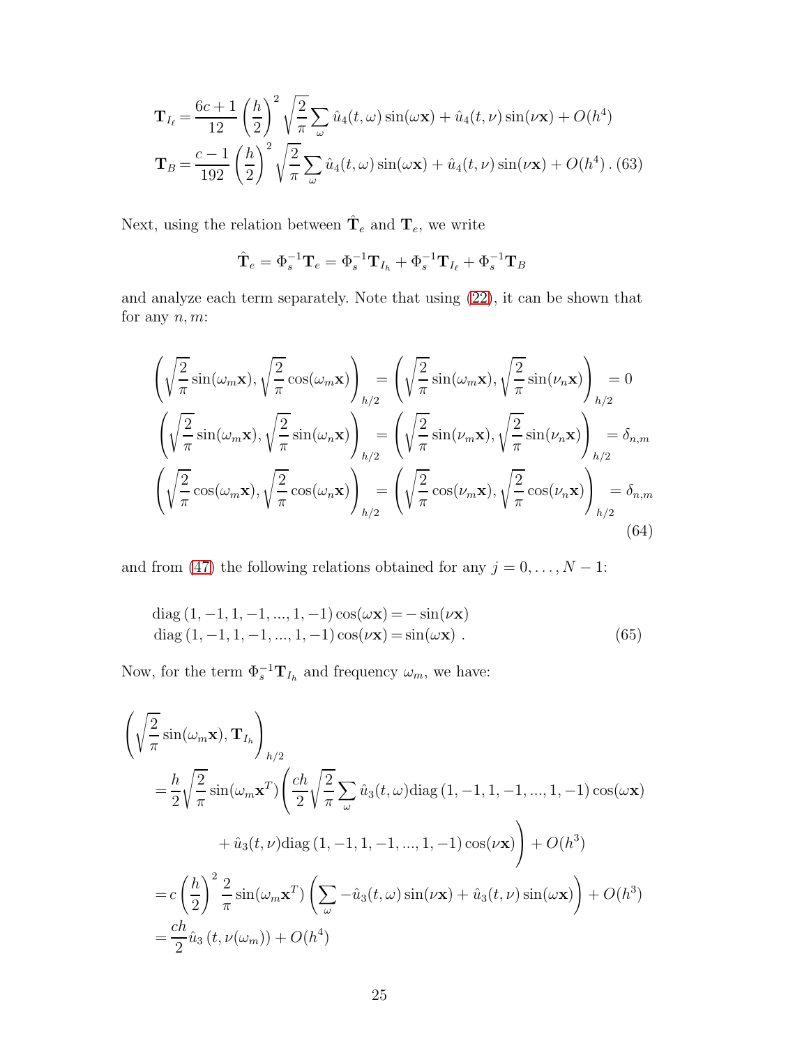$$
\begin{aligned}
\mathbf{T}_{I_\ell} &= \frac{6c+1}{12}\left(\frac{h}{2}\right)^2\sqrt{\frac{2}{\pi}}\sum_\omega \hat{u}_4(t,\omega)\sin(\omega\mathbf{x}) + \hat{u}_4(t,\nu)\sin(\nu\mathbf{x}) + O(h^4)\\
\mathbf{T}_B &= \frac{c-1}{192}\left(\frac{h}{2}\right)^2\sqrt{\frac{2}{\pi}}\sum_\omega \hat{u}_4(t,\omega)\sin(\omega\mathbf{x}) + \hat{u}_4(t,\nu)\sin(\nu\mathbf{x}) + O(h^4)\,. 
\end{aligned}
\tag{63}
$$

Next, using the relation between $\hat{\mathbf{T}}_e$ and $\mathbf{T}_e$, we write

$$
\hat{\mathbf{T}}_e = \Phi_s^{-1}\mathbf{T}_e = \Phi_s^{-1}\mathbf{T}_{I_h} + \Phi_s^{-1}\mathbf{T}_{I_\ell} + \Phi_s^{-1}\mathbf{T}_B
$$

and analyze each term separately. Note that using (22), it can be shown that for any $n, m$:

$$
\begin{aligned}
\left(\sqrt{\frac{2}{\pi}}\sin(\omega_m\mathbf{x}), \sqrt{\frac{2}{\pi}}\cos(\omega_m\mathbf{x})\right)_{h/2} &= \left(\sqrt{\frac{2}{\pi}}\sin(\omega_m\mathbf{x}), \sqrt{\frac{2}{\pi}}\sin(\nu_n\mathbf{x})\right)_{h/2} = 0\\
\left(\sqrt{\frac{2}{\pi}}\sin(\omega_m\mathbf{x}), \sqrt{\frac{2}{\pi}}\sin(\omega_n\mathbf{x})\right)_{h/2} &= \left(\sqrt{\frac{2}{\pi}}\sin(\nu_m\mathbf{x}), \sqrt{\frac{2}{\pi}}\sin(\nu_n\mathbf{x})\right)_{h/2} = \delta_{n,m}\\
\left(\sqrt{\frac{2}{\pi}}\cos(\omega_m\mathbf{x}), \sqrt{\frac{2}{\pi}}\cos(\omega_n\mathbf{x})\right)_{h/2} &= \left(\sqrt{\frac{2}{\pi}}\cos(\nu_m\mathbf{x}), \sqrt{\frac{2}{\pi}}\cos(\nu_n\mathbf{x})\right)_{h/2} = \delta_{n,m}
\end{aligned}
\tag{64}
$$

and from (47) the following relations obtained for any $j = 0, \ldots, N-1$:

$$
\begin{aligned}
\operatorname{diag}(1,-1,1,-1,...,1,-1)\cos(\omega\mathbf{x}) &= -\sin(\nu\mathbf{x})\\
\operatorname{diag}(1,-1,1,-1,...,1,-1)\cos(\nu\mathbf{x}) &= \sin(\omega\mathbf{x})\ .
\end{aligned}
\tag{65}
$$

Now, for the term $\Phi_s^{-1}\mathbf{T}_{I_h}$ and frequency $\omega_m$, we have:

$$
\begin{aligned}
&\left(\sqrt{\frac{2}{\pi}}\sin(\omega_m\mathbf{x}), \mathbf{T}_{I_h}\right)_{h/2}\\
&= \frac{h}{2}\sqrt{\frac{2}{\pi}}\sin(\omega_m\mathbf{x}^T)\Bigg(\frac{ch}{2}\sqrt{\frac{2}{\pi}}\sum_\omega \hat{u}_3(t,\omega)\operatorname{diag}(1,-1,1,-1,...,1,-1)\cos(\omega\mathbf{x})\\
&\qquad + \hat{u}_3(t,\nu)\operatorname{diag}(1,-1,1,-1,...,1,-1)\cos(\nu\mathbf{x})\Bigg) + O(h^3)\\
&= c\left(\frac{h}{2}\right)^2\frac{2}{\pi}\sin(\omega_m\mathbf{x}^T)\left(\sum_\omega -\hat{u}_3(t,\omega)\sin(\nu\mathbf{x}) + \hat{u}_3(t,\nu)\sin(\omega\mathbf{x})\right) + O(h^3)\\
&= \frac{ch}{2}\hat{u}_3\left(t,\nu(\omega_m)\right) + O(h^4)
\end{aligned}
$$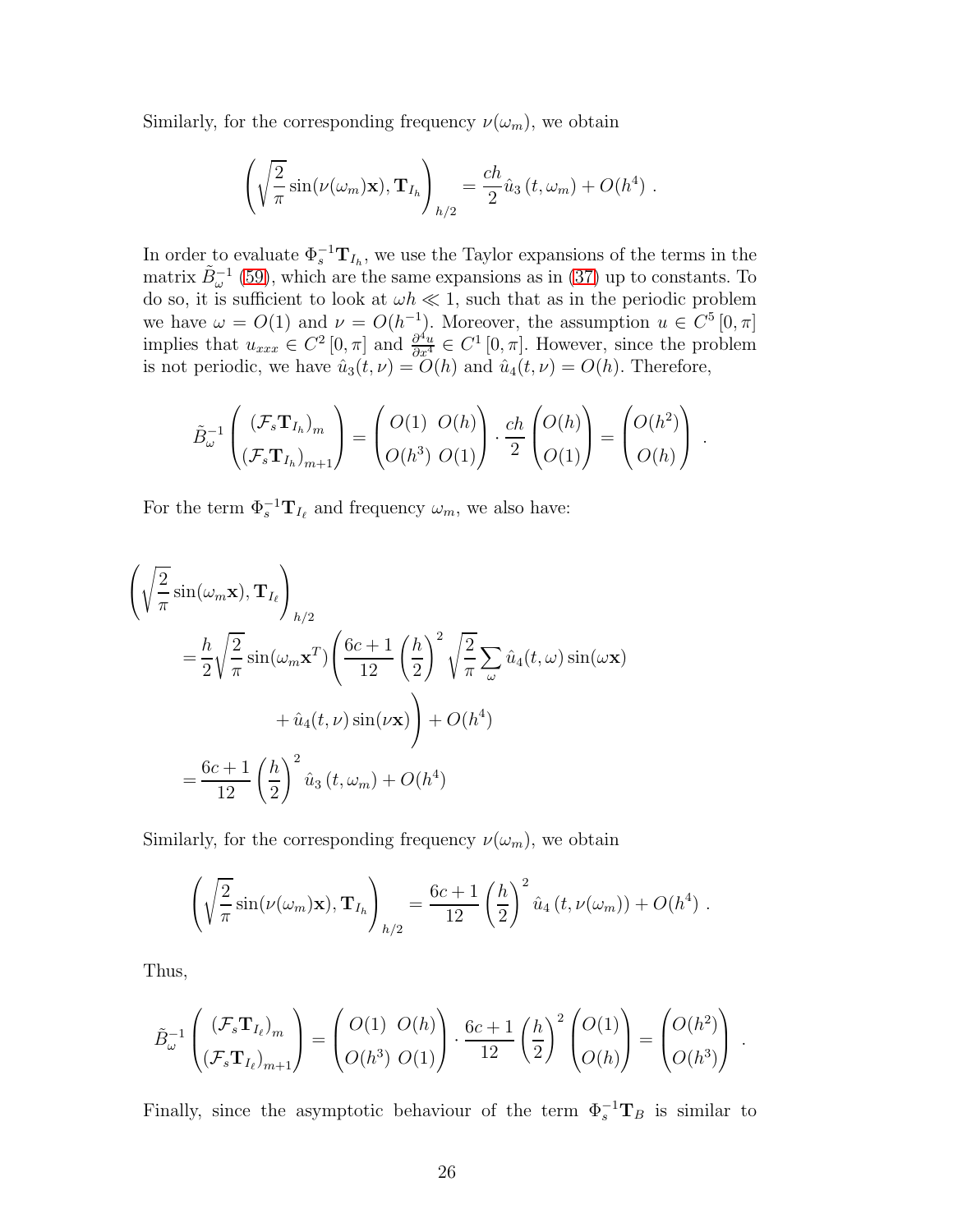Similarly, for the corresponding frequency $\nu(\omega_m)$, we obtain

$$\left(\sqrt{\frac{2}{\pi}}\sin(\nu(\omega_m)\mathbf{x}), \mathbf{T}_{I_h}\right)_{h/2} = \frac{ch}{2}\hat{u}_3\left(t,\omega_m\right) + O(h^4)\ .$$

In order to evaluate $\Phi_s^{-1}\mathbf{T}_{I_h}$, we use the Taylor expansions of the terms in the matrix $\tilde{B}_\omega^{-1}$ (59), which are the same expansions as in (37) up to constants. To do so, it is sufficient to look at $\omega h \ll 1$, such that as in the periodic problem we have $\omega = O(1)$ and $\nu = O(h^{-1})$. Moreover, the assumption $u \in C^5[0,\pi]$ implies that $u_{xxx} \in C^2[0,\pi]$ and $\frac{\partial^4 u}{\partial x^4} \in C^1[0,\pi]$. However, since the problem is not periodic, we have $\hat{u}_3(t,\nu) = O(h)$ and $\hat{u}_4(t,\nu) = O(h)$. Therefore,

$$\tilde{B}_\omega^{-1}\begin{pmatrix}(\mathcal{F}_s\mathbf{T}_{I_h})_m\\(\mathcal{F}_s\mathbf{T}_{I_h})_{m+1}\end{pmatrix} = \begin{pmatrix}O(1) & O(h)\\O(h^3) & O(1)\end{pmatrix}\cdot\frac{ch}{2}\begin{pmatrix}O(h)\\O(1)\end{pmatrix} = \begin{pmatrix}O(h^2)\\O(h)\end{pmatrix}\ .$$

For the term $\Phi_s^{-1}\mathbf{T}_{I_\ell}$ and frequency $\omega_m$, we also have:

$$\begin{aligned}
&\left(\sqrt{\frac{2}{\pi}}\sin(\omega_m\mathbf{x}), \mathbf{T}_{I_\ell}\right)_{h/2}\\
&\quad= \frac{h}{2}\sqrt{\frac{2}{\pi}}\sin(\omega_m\mathbf{x}^T)\left(\frac{6c+1}{12}\left(\frac{h}{2}\right)^2\sqrt{\frac{2}{\pi}}\sum_\omega \hat{u}_4(t,\omega)\sin(\omega\mathbf{x})\right.\\
&\qquad\qquad\left.+\,\hat{u}_4(t,\nu)\sin(\nu\mathbf{x})\right) + O(h^4)\\
&\quad= \frac{6c+1}{12}\left(\frac{h}{2}\right)^2\hat{u}_3\left(t,\omega_m\right) + O(h^4)
\end{aligned}$$

Similarly, for the corresponding frequency $\nu(\omega_m)$, we obtain

$$\left(\sqrt{\frac{2}{\pi}}\sin(\nu(\omega_m)\mathbf{x}), \mathbf{T}_{I_h}\right)_{h/2} = \frac{6c+1}{12}\left(\frac{h}{2}\right)^2\hat{u}_4\left(t,\nu(\omega_m)\right) + O(h^4)\ .$$

Thus,

$$\tilde{B}_\omega^{-1}\begin{pmatrix}(\mathcal{F}_s\mathbf{T}_{I_\ell})_m\\(\mathcal{F}_s\mathbf{T}_{I_\ell})_{m+1}\end{pmatrix} = \begin{pmatrix}O(1) & O(h)\\O(h^3) & O(1)\end{pmatrix}\cdot\frac{6c+1}{12}\left(\frac{h}{2}\right)^2\begin{pmatrix}O(1)\\O(h)\end{pmatrix} = \begin{pmatrix}O(h^2)\\O(h^3)\end{pmatrix}\ .$$

Finally, since the asymptotic behaviour of the term $\Phi_s^{-1}\mathbf{T}_B$ is similar to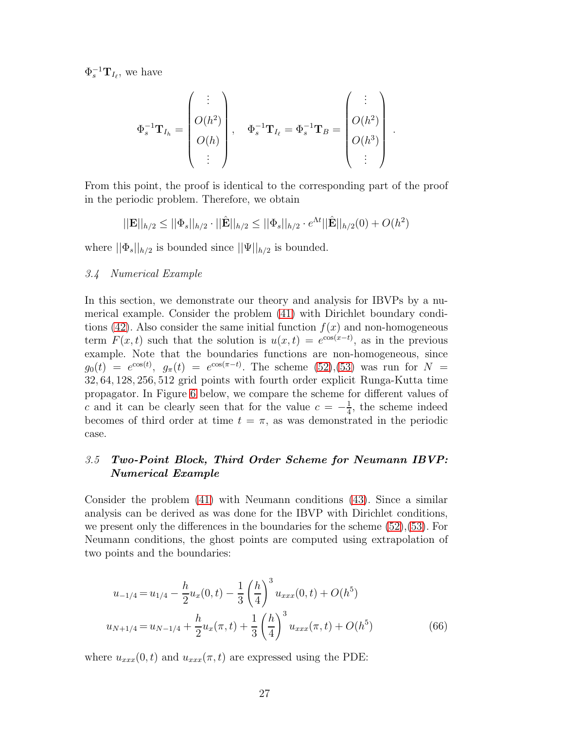$\Phi_s^{-1}\mathbf{T}_{I_\ell}$, we have

$$
\Phi_s^{-1}\mathbf{T}_{I_h} = \begin{pmatrix} \vdots \\ O(h^2) \\ O(h) \\ \vdots \end{pmatrix}, \quad \Phi_s^{-1}\mathbf{T}_{I_\ell} = \Phi_s^{-1}\mathbf{T}_B = \begin{pmatrix} \vdots \\ O(h^2) \\ O(h^3) \\ \vdots \end{pmatrix}.
$$

From this point, the proof is identical to the corresponding part of the proof in the periodic problem. Therefore, we obtain

$$
||\mathbf{E}||_{h/2} \leq ||\Phi_s||_{h/2} \cdot ||\hat{\mathbf{E}}||_{h/2} \leq ||\Phi_s||_{h/2} \cdot e^{\Lambda t}||\hat{\mathbf{E}}||_{h/2}(0) + O(h^2)
$$

where $||\Phi_s||_{h/2}$ is bounded since $||\Psi||_{h/2}$ is bounded.

### *3.4 Numerical Example*

In this section, we demonstrate our theory and analysis for IBVPs by a numerical example. Consider the problem (41) with Dirichlet boundary conditions (42). Also consider the same initial function $f(x)$ and non-homogeneous term $F(x,t)$ such that the solution is $u(x,t) = e^{\cos(x-t)}$, as in the previous example. Note that the boundaries functions are non-homogeneous, since $g_0(t) = e^{\cos(t)}$, $g_\pi(t) = e^{\cos(\pi - t)}$. The scheme (52),(53) was run for $N = 32, 64, 128, 256, 512$ grid points with fourth order explicit Runga-Kutta time propagator. In Figure 6 below, we compare the scheme for different values of $c$ and it can be clearly seen that for the value $c = -\frac{1}{4}$, the scheme indeed becomes of third order at time $t = \pi$, as was demonstrated in the periodic case.

### *3.5* ***Two-Point Block, Third Order Scheme for Neumann IBVP: Numerical Example***

Consider the problem (41) with Neumann conditions (43). Since a similar analysis can be derived as was done for the IBVP with Dirichlet conditions, we present only the differences in the boundaries for the scheme (52),(53). For Neumann conditions, the ghost points are computed using extrapolation of two points and the boundaries:

$$
\begin{aligned}
u_{-1/4} &= u_{1/4} - \frac{h}{2}u_x(0,t) - \frac{1}{3}\left(\frac{h}{4}\right)^3 u_{xxx}(0,t) + O(h^5) \\
u_{N+1/4} &= u_{N-1/4} + \frac{h}{2}u_x(\pi,t) + \frac{1}{3}\left(\frac{h}{4}\right)^3 u_{xxx}(\pi,t) + O(h^5)
\end{aligned} \tag{66}
$$

where $u_{xxx}(0,t)$ and $u_{xxx}(\pi,t)$ are expressed using the PDE: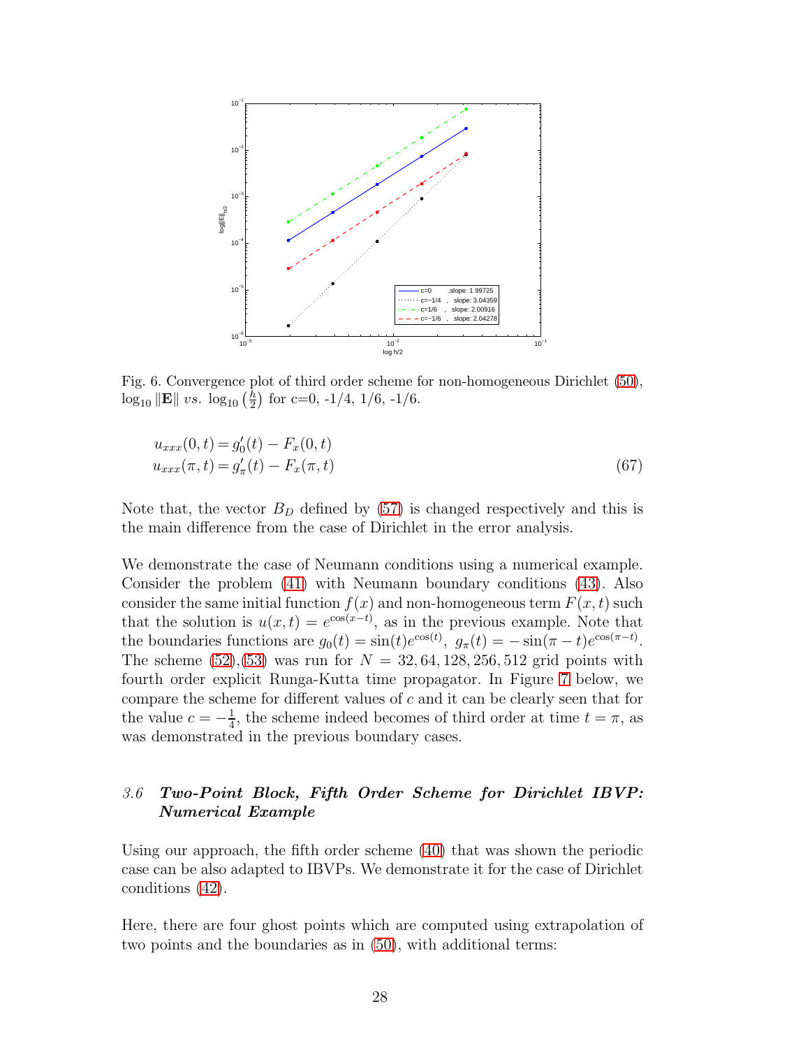Fig. 6. Convergence plot of third order scheme for non-homogeneous Dirichlet (50), $\log_{10} \|\mathbf{E}\|$ $vs.$ $\log_{10}\left(\frac{h}{2}\right)$ for c=0, -1/4, 1/6, -1/6.

$$
\begin{aligned}
u_{xxx}(0,t) &= g_0'(t) - F_x(0,t) \\
u_{xxx}(\pi,t) &= g_\pi'(t) - F_x(\pi,t)
\end{aligned}
\tag{67}
$$

Note that, the vector $B_D$ defined by (57) is changed respectively and this is the main difference from the case of Dirichlet in the error analysis.

We demonstrate the case of Neumann conditions using a numerical example. Consider the problem (41) with Neumann boundary conditions (43). Also consider the same initial function $f(x)$ and non-homogeneous term $F(x,t)$ such that the solution is $u(x,t) = e^{\cos(x-t)}$, as in the previous example. Note that the boundaries functions are $g_0(t) = \sin(t)e^{\cos(t)},\ g_\pi(t) = -\sin(\pi - t)e^{\cos(\pi-t)}$. The scheme (52),(53) was run for $N = 32, 64, 128, 256, 512$ grid points with fourth order explicit Runga-Kutta time propagator. In Figure 7 below, we compare the scheme for different values of $c$ and it can be clearly seen that for the value $c = -\frac{1}{4}$, the scheme indeed becomes of third order at time $t = \pi$, as was demonstrated in the previous boundary cases.

### *3.6 Two-Point Block, Fifth Order Scheme for Dirichlet IBVP: Numerical Example*

Using our approach, the fifth order scheme (40) that was shown the periodic case can be also adapted to IBVPs. We demonstrate it for the case of Dirichlet conditions (42).

Here, there are four ghost points which are computed using extrapolation of two points and the boundaries as in (50), with additional terms: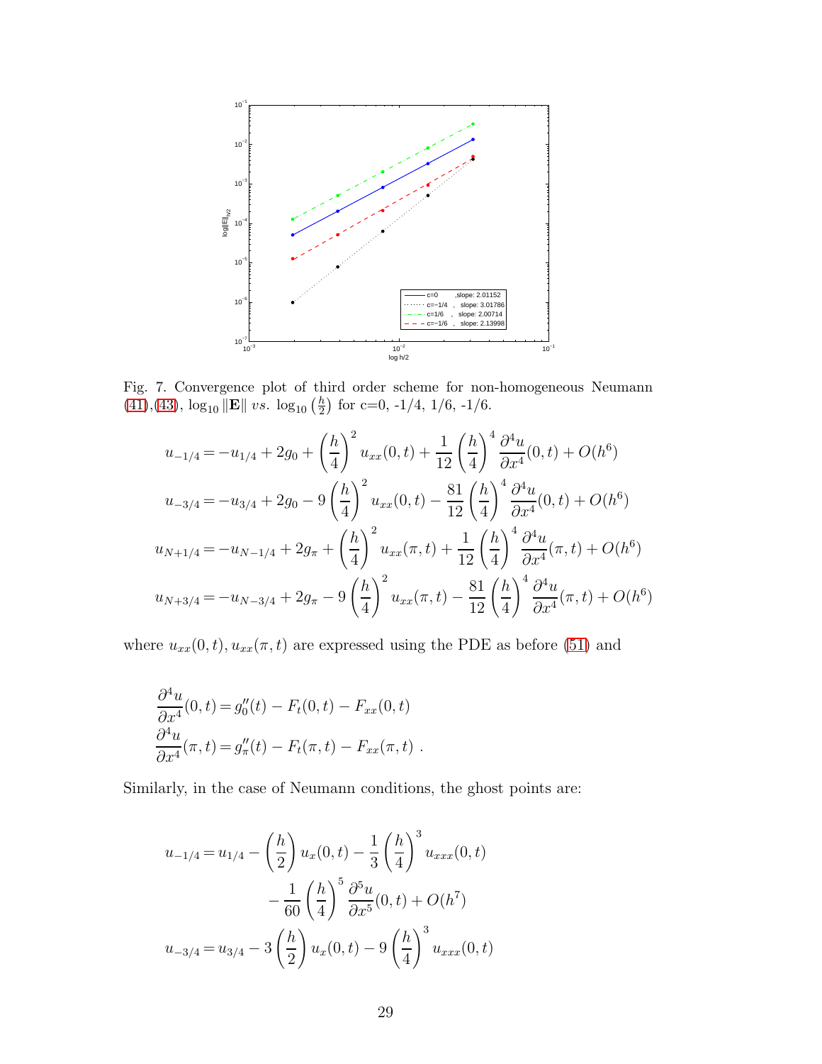Fig. 7. Convergence plot of third order scheme for non-homogeneous Neumann (41),(43), $\log_{10}\|\mathbf{E}\|$ *vs.* $\log_{10}\left(\frac{h}{2}\right)$ for c=0, -1/4, 1/6, -1/6.

$$
\begin{aligned}
u_{-1/4} &= -u_{1/4} + 2g_0 + \left(\frac{h}{4}\right)^2 u_{xx}(0,t) + \frac{1}{12}\left(\frac{h}{4}\right)^4 \frac{\partial^4 u}{\partial x^4}(0,t) + O(h^6) \\
u_{-3/4} &= -u_{3/4} + 2g_0 - 9\left(\frac{h}{4}\right)^2 u_{xx}(0,t) - \frac{81}{12}\left(\frac{h}{4}\right)^4 \frac{\partial^4 u}{\partial x^4}(0,t) + O(h^6) \\
u_{N+1/4} &= -u_{N-1/4} + 2g_\pi + \left(\frac{h}{4}\right)^2 u_{xx}(\pi,t) + \frac{1}{12}\left(\frac{h}{4}\right)^4 \frac{\partial^4 u}{\partial x^4}(\pi,t) + O(h^6) \\
u_{N+3/4} &= -u_{N-3/4} + 2g_\pi - 9\left(\frac{h}{4}\right)^2 u_{xx}(\pi,t) - \frac{81}{12}\left(\frac{h}{4}\right)^4 \frac{\partial^4 u}{\partial x^4}(\pi,t) + O(h^6)
\end{aligned}
$$

where $u_{xx}(0,t), u_{xx}(\pi,t)$ are expressed using the PDE as before (51) and

$$
\begin{aligned}
\frac{\partial^4 u}{\partial x^4}(0,t) &= g_0''(t) - F_t(0,t) - F_{xx}(0,t) \\
\frac{\partial^4 u}{\partial x^4}(\pi,t) &= g_\pi''(t) - F_t(\pi,t) - F_{xx}(\pi,t) \ .
\end{aligned}
$$

Similarly, in the case of Neumann conditions, the ghost points are:

$$
\begin{aligned}
u_{-1/4} &= u_{1/4} - \left(\frac{h}{2}\right) u_x(0,t) - \frac{1}{3}\left(\frac{h}{4}\right)^3 u_{xxx}(0,t) \\
&\qquad - \frac{1}{60}\left(\frac{h}{4}\right)^5 \frac{\partial^5 u}{\partial x^5}(0,t) + O(h^7) \\
u_{-3/4} &= u_{3/4} - 3\left(\frac{h}{2}\right) u_x(0,t) - 9\left(\frac{h}{4}\right)^3 u_{xxx}(0,t)
\end{aligned}
$$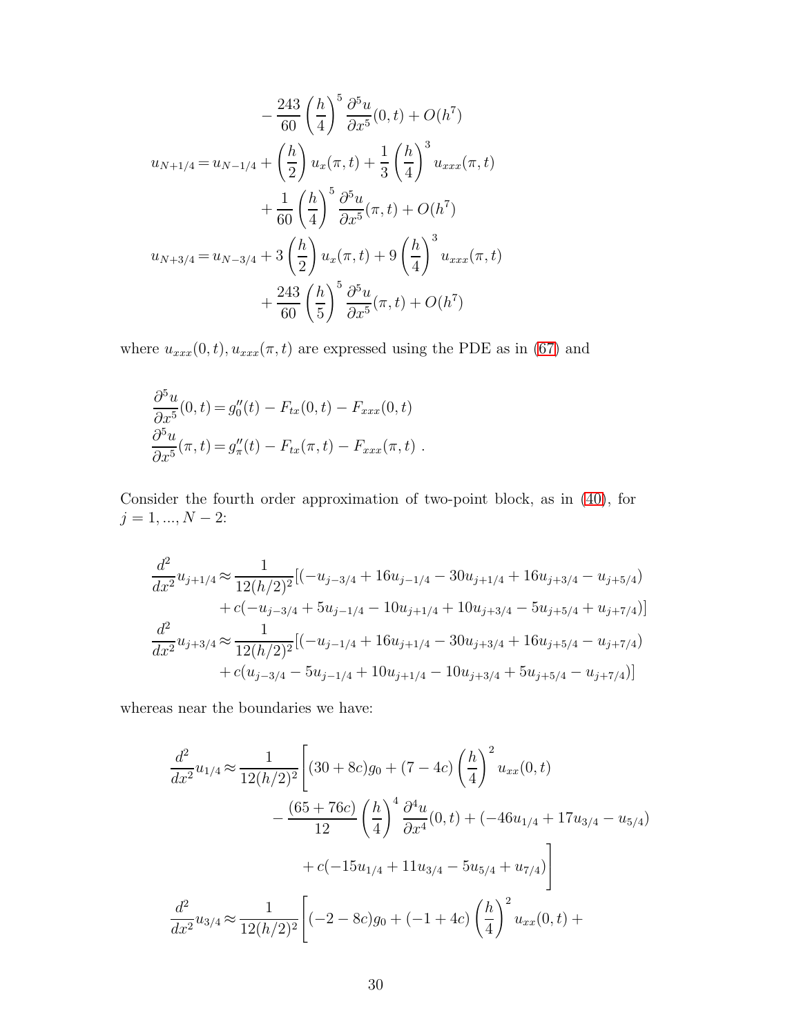$$
- \frac{243}{60}\left(\frac{h}{4}\right)^5 \frac{\partial^5 u}{\partial x^5}(0,t) + O(h^7)]
$$

$$
\begin{aligned}
u_{N+1/4} &= u_{N-1/4} + \left(\frac{h}{2}\right) u_x(\pi,t) + \frac{1}{3}\left(\frac{h}{4}\right)^3 u_{xxx}(\pi,t) \\
&\quad + \frac{1}{60}\left(\frac{h}{4}\right)^5 \frac{\partial^5 u}{\partial x^5}(\pi,t) + O(h^7) \\
u_{N+3/4} &= u_{N-3/4} + 3\left(\frac{h}{2}\right) u_x(\pi,t) + 9\left(\frac{h}{4}\right)^3 u_{xxx}(\pi,t) \\
&\quad + \frac{243}{60}\left(\frac{h}{5}\right)^5 \frac{\partial^5 u}{\partial x^5}(\pi,t) + O(h^7)
\end{aligned}
$$

where $u_{xxx}(0,t), u_{xxx}(\pi,t)$ are expressed using the PDE as in (67) and

$$
\begin{aligned}
\frac{\partial^5 u}{\partial x^5}(0,t) &= g_0''(t) - F_{tx}(0,t) - F_{xxx}(0,t) \\
\frac{\partial^5 u}{\partial x^5}(\pi,t) &= g_\pi''(t) - F_{tx}(\pi,t) - F_{xxx}(\pi,t) \ .
\end{aligned}
$$

Consider the fourth order approximation of two-point block, as in (40), for $j = 1, ..., N-2$:

$$
\begin{aligned}
\frac{d^2}{dx^2}u_{j+1/4} &\approx \frac{1}{12(h/2)^2}[(-u_{j-3/4} + 16u_{j-1/4} - 30u_{j+1/4} + 16u_{j+3/4} - u_{j+5/4}) \\
&\quad + c(-u_{j-3/4} + 5u_{j-1/4} - 10u_{j+1/4} + 10u_{j+3/4} - 5u_{j+5/4} + u_{j+7/4})] \\
\frac{d^2}{dx^2}u_{j+3/4} &\approx \frac{1}{12(h/2)^2}[(-u_{j-1/4} + 16u_{j+1/4} - 30u_{j+3/4} + 16u_{j+5/4} - u_{j+7/4}) \\
&\quad + c(u_{j-3/4} - 5u_{j-1/4} + 10u_{j+1/4} - 10u_{j+3/4} + 5u_{j+5/4} - u_{j+7/4})]
\end{aligned}
$$

whereas near the boundaries we have:

$$
\begin{aligned}
\frac{d^2}{dx^2}u_{1/4} &\approx \frac{1}{12(h/2)^2}\Bigg[(30+8c)g_0 + (7-4c)\left(\frac{h}{4}\right)^2 u_{xx}(0,t) \\
&\quad - \frac{(65+76c)}{12}\left(\frac{h}{4}\right)^4 \frac{\partial^4 u}{\partial x^4}(0,t) + (-46u_{1/4} + 17u_{3/4} - u_{5/4}) \\
&\quad + c(-15u_{1/4} + 11u_{3/4} - 5u_{5/4} + u_{7/4})\Bigg] \\
\frac{d^2}{dx^2}u_{3/4} &\approx \frac{1}{12(h/2)^2}\Bigg[(-2-8c)g_0 + (-1+4c)\left(\frac{h}{4}\right)^2 u_{xx}(0,t) +
\end{aligned}
$$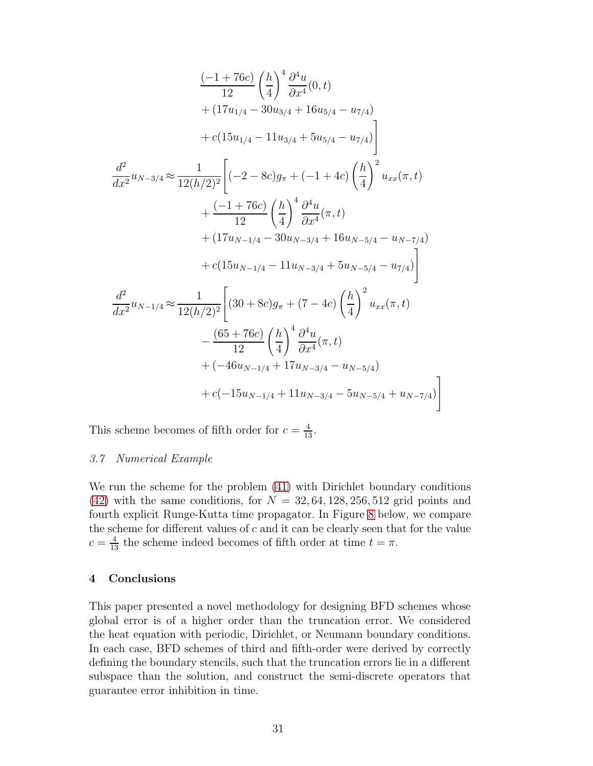$$
\begin{aligned}
&\frac{(-1+76c)}{12}\left(\frac{h}{4}\right)^4\frac{\partial^4 u}{\partial x^4}(0,t)\\
&+(17u_{1/4}-30u_{3/4}+16u_{5/4}-u_{7/4})\\
&+c(15u_{1/4}-11u_{3/4}+5u_{5/4}-u_{7/4})\Big]
\end{aligned}
$$

$$
\begin{aligned}
\frac{d^2}{dx^2}u_{N-3/4}\approx\frac{1}{12(h/2)^2}\Bigg[&(-2-8c)g_\pi+(-1+4c)\left(\frac{h}{4}\right)^2 u_{xx}(\pi,t)\\
&+\frac{(-1+76c)}{12}\left(\frac{h}{4}\right)^4\frac{\partial^4 u}{\partial x^4}(\pi,t)\\
&+(17u_{N-1/4}-30u_{N-3/4}+16u_{N-5/4}-u_{N-7/4})\\
&+c(15u_{N-1/4}-11u_{N-3/4}+5u_{N-5/4}-u_{7/4})\Bigg]
\end{aligned}
$$

$$
\begin{aligned}
\frac{d^2}{dx^2}u_{N-1/4}\approx\frac{1}{12(h/2)^2}\Bigg[&(30+8c)g_\pi+(7-4c)\left(\frac{h}{4}\right)^2 u_{xx}(\pi,t)\\
&-\frac{(65+76c)}{12}\left(\frac{h}{4}\right)^4\frac{\partial^4 u}{\partial x^4}(\pi,t)\\
&+(-46u_{N-1/4}+17u_{N-3/4}-u_{N-5/4})\\
&+c(-15u_{N-1/4}+11u_{N-3/4}-5u_{N-5/4}+u_{N-7/4})\Bigg]
\end{aligned}
$$

This scheme becomes of fifth order for $c=\frac{4}{13}$.

### 3.7 Numerical Example

We run the scheme for the problem (41) with Dirichlet boundary conditions (42) with the same conditions, for $N=32,64,128,256,512$ grid points and fourth explicit Runge-Kutta time propagator. In Figure 8 below, we compare the scheme for different values of $c$ and it can be clearly seen that for the value $c=\frac{4}{13}$ the scheme indeed becomes of fifth order at time $t=\pi$.

## 4 Conclusions

This paper presented a novel methodology for designing BFD schemes whose global error is of a higher order than the truncation error. We considered the heat equation with periodic, Dirichlet, or Neumann boundary conditions. In each case, BFD schemes of third and fifth-order were derived by correctly defining the boundary stencils, such that the truncation errors lie in a different subspace than the solution, and construct the semi-discrete operators that guarantee error inhibition in time.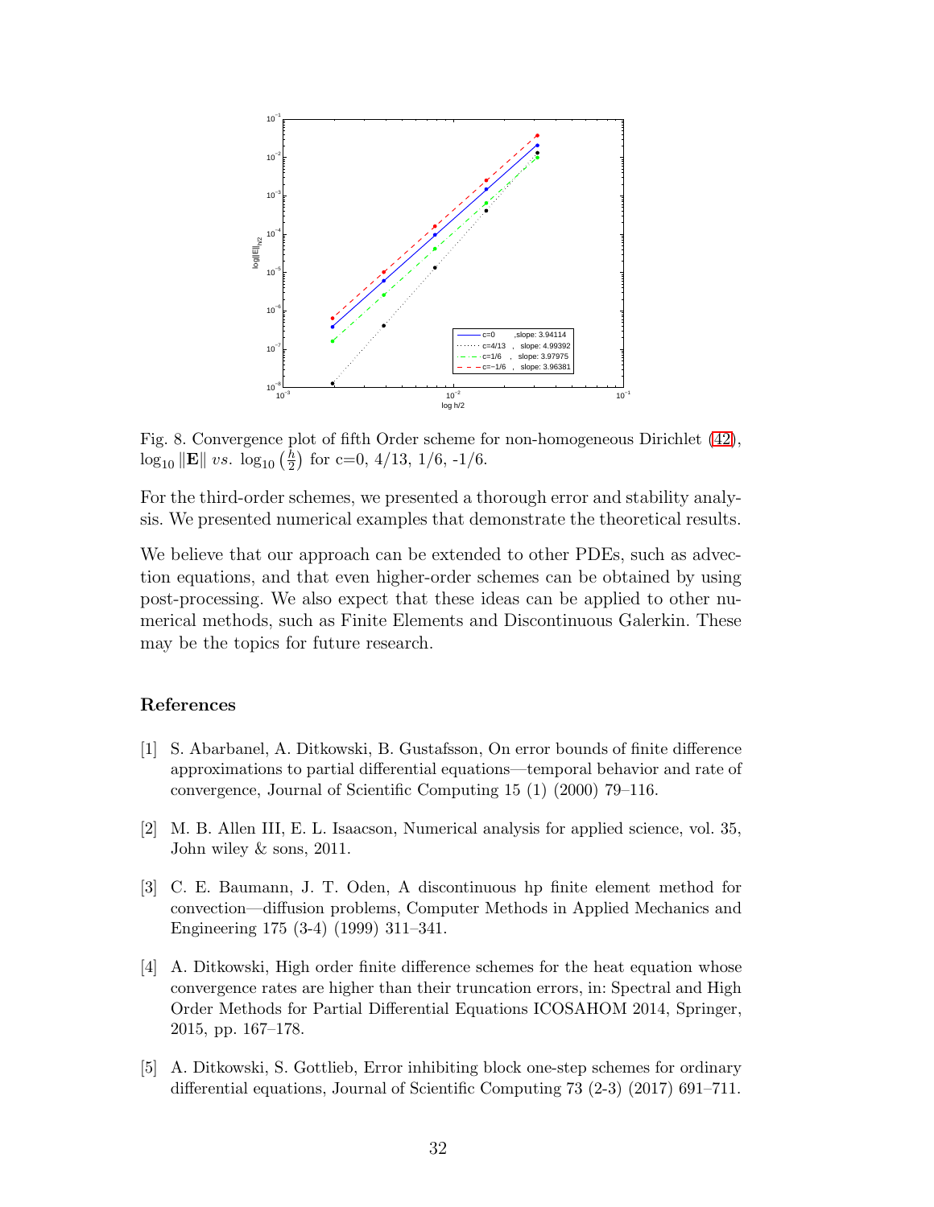Fig. 8. Convergence plot of fifth Order scheme for non-homogeneous Dirichlet (42), $\log_{10} \|\mathbf{E}\|$ $vs.$ $\log_{10}\left(\frac{h}{2}\right)$ for c=0, 4/13, 1/6, -1/6.

For the third-order schemes, we presented a thorough error and stability analysis. We presented numerical examples that demonstrate the theoretical results.

We believe that our approach can be extended to other PDEs, such as advection equations, and that even higher-order schemes can be obtained by using post-processing. We also expect that these ideas can be applied to other numerical methods, such as Finite Elements and Discontinuous Galerkin. These may be the topics for future research.

## References

[1] S. Abarbanel, A. Ditkowski, B. Gustafsson, On error bounds of finite difference approximations to partial differential equations—temporal behavior and rate of convergence, Journal of Scientific Computing 15 (1) (2000) 79–116.

[2] M. B. Allen III, E. L. Isaacson, Numerical analysis for applied science, vol. 35, John wiley & sons, 2011.

[3] C. E. Baumann, J. T. Oden, A discontinuous hp finite element method for convection—diffusion problems, Computer Methods in Applied Mechanics and Engineering 175 (3-4) (1999) 311–341.

[4] A. Ditkowski, High order finite difference schemes for the heat equation whose convergence rates are higher than their truncation errors, in: Spectral and High Order Methods for Partial Differential Equations ICOSAHOM 2014, Springer, 2015, pp. 167–178.

[5] A. Ditkowski, S. Gottlieb, Error inhibiting block one-step schemes for ordinary differential equations, Journal of Scientific Computing 73 (2-3) (2017) 691–711.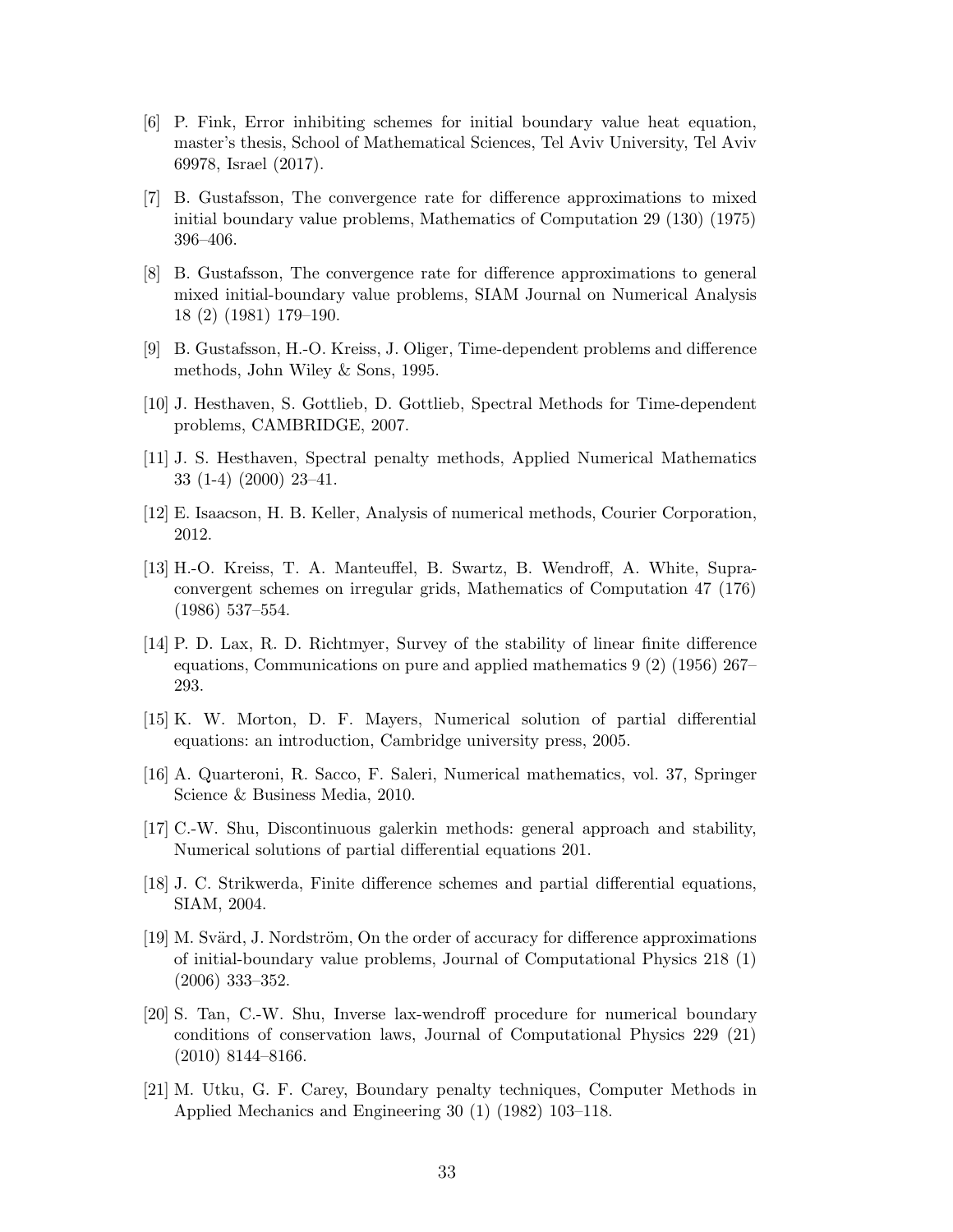[6] P. Fink, Error inhibiting schemes for initial boundary value heat equation, master's thesis, School of Mathematical Sciences, Tel Aviv University, Tel Aviv 69978, Israel (2017).

[7] B. Gustafsson, The convergence rate for difference approximations to mixed initial boundary value problems, Mathematics of Computation 29 (130) (1975) 396–406.

[8] B. Gustafsson, The convergence rate for difference approximations to general mixed initial-boundary value problems, SIAM Journal on Numerical Analysis 18 (2) (1981) 179–190.

[9] B. Gustafsson, H.-O. Kreiss, J. Oliger, Time-dependent problems and difference methods, John Wiley & Sons, 1995.

[10] J. Hesthaven, S. Gottlieb, D. Gottlieb, Spectral Methods for Time-dependent problems, CAMBRIDGE, 2007.

[11] J. S. Hesthaven, Spectral penalty methods, Applied Numerical Mathematics 33 (1-4) (2000) 23–41.

[12] E. Isaacson, H. B. Keller, Analysis of numerical methods, Courier Corporation, 2012.

[13] H.-O. Kreiss, T. A. Manteuffel, B. Swartz, B. Wendroff, A. White, Supra-convergent schemes on irregular grids, Mathematics of Computation 47 (176) (1986) 537–554.

[14] P. D. Lax, R. D. Richtmyer, Survey of the stability of linear finite difference equations, Communications on pure and applied mathematics 9 (2) (1956) 267–293.

[15] K. W. Morton, D. F. Mayers, Numerical solution of partial differential equations: an introduction, Cambridge university press, 2005.

[16] A. Quarteroni, R. Sacco, F. Saleri, Numerical mathematics, vol. 37, Springer Science & Business Media, 2010.

[17] C.-W. Shu, Discontinuous galerkin methods: general approach and stability, Numerical solutions of partial differential equations 201.

[18] J. C. Strikwerda, Finite difference schemes and partial differential equations, SIAM, 2004.

[19] M. Svärd, J. Nordström, On the order of accuracy for difference approximations of initial-boundary value problems, Journal of Computational Physics 218 (1) (2006) 333–352.

[20] S. Tan, C.-W. Shu, Inverse lax-wendroff procedure for numerical boundary conditions of conservation laws, Journal of Computational Physics 229 (21) (2010) 8144–8166.

[21] M. Utku, G. F. Carey, Boundary penalty techniques, Computer Methods in Applied Mechanics and Engineering 30 (1) (1982) 103–118.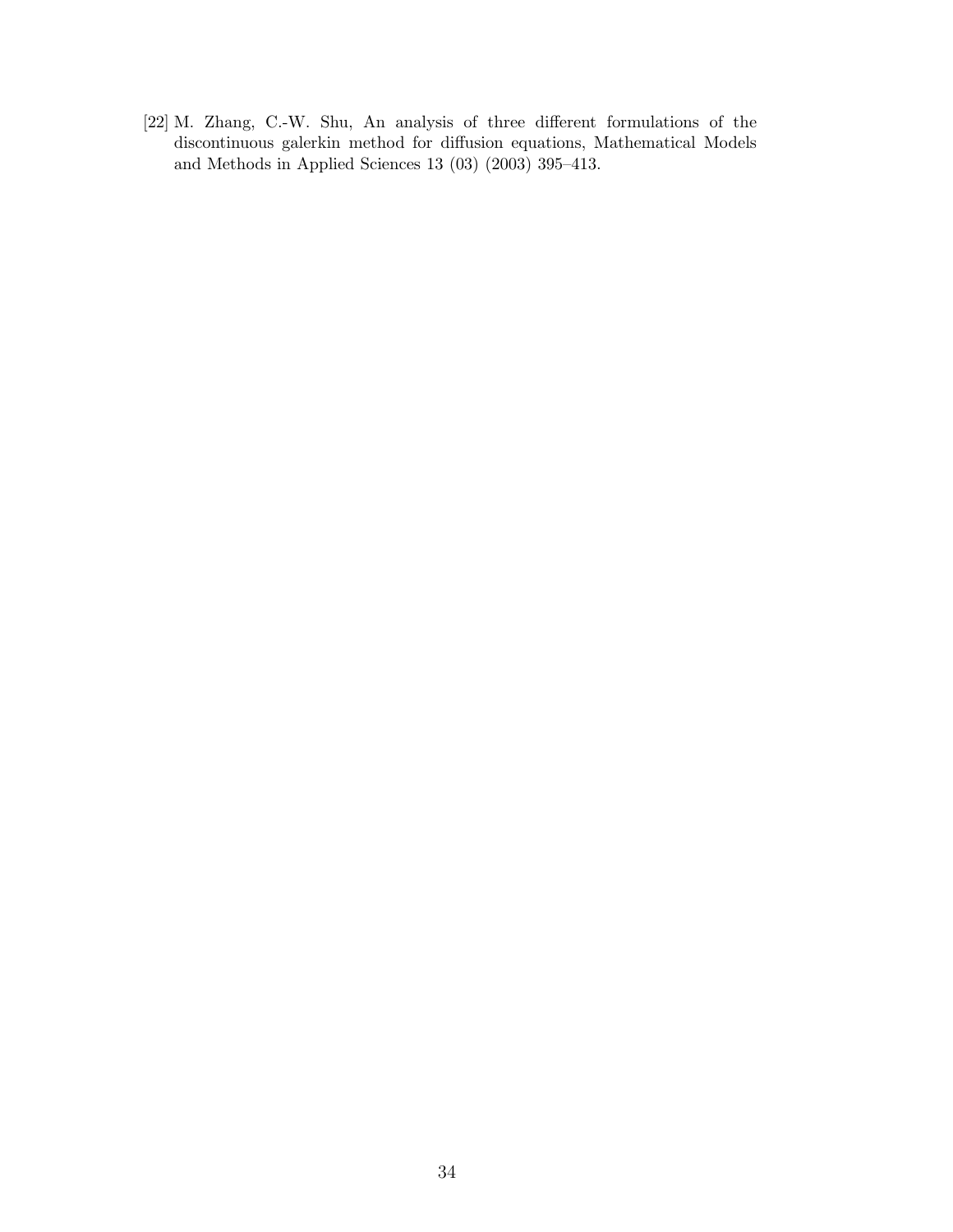[22] M. Zhang, C.-W. Shu, An analysis of three different formulations of the discontinuous galerkin method for diffusion equations, Mathematical Models and Methods in Applied Sciences 13 (03) (2003) 395–413.